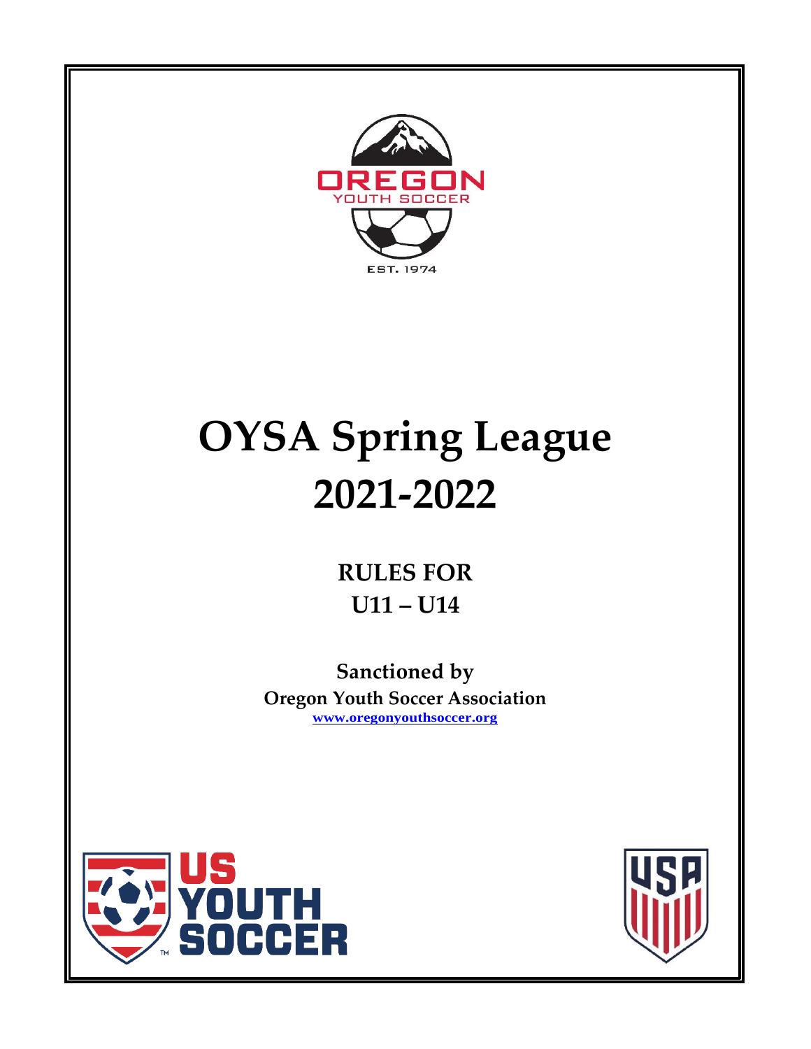# OYSA Spring League 2021-2022

## RULES FOR U11 – U14

**Sanctioned by**
**Oregon Youth Soccer Association**
**www.oregonyouthsoccer.org**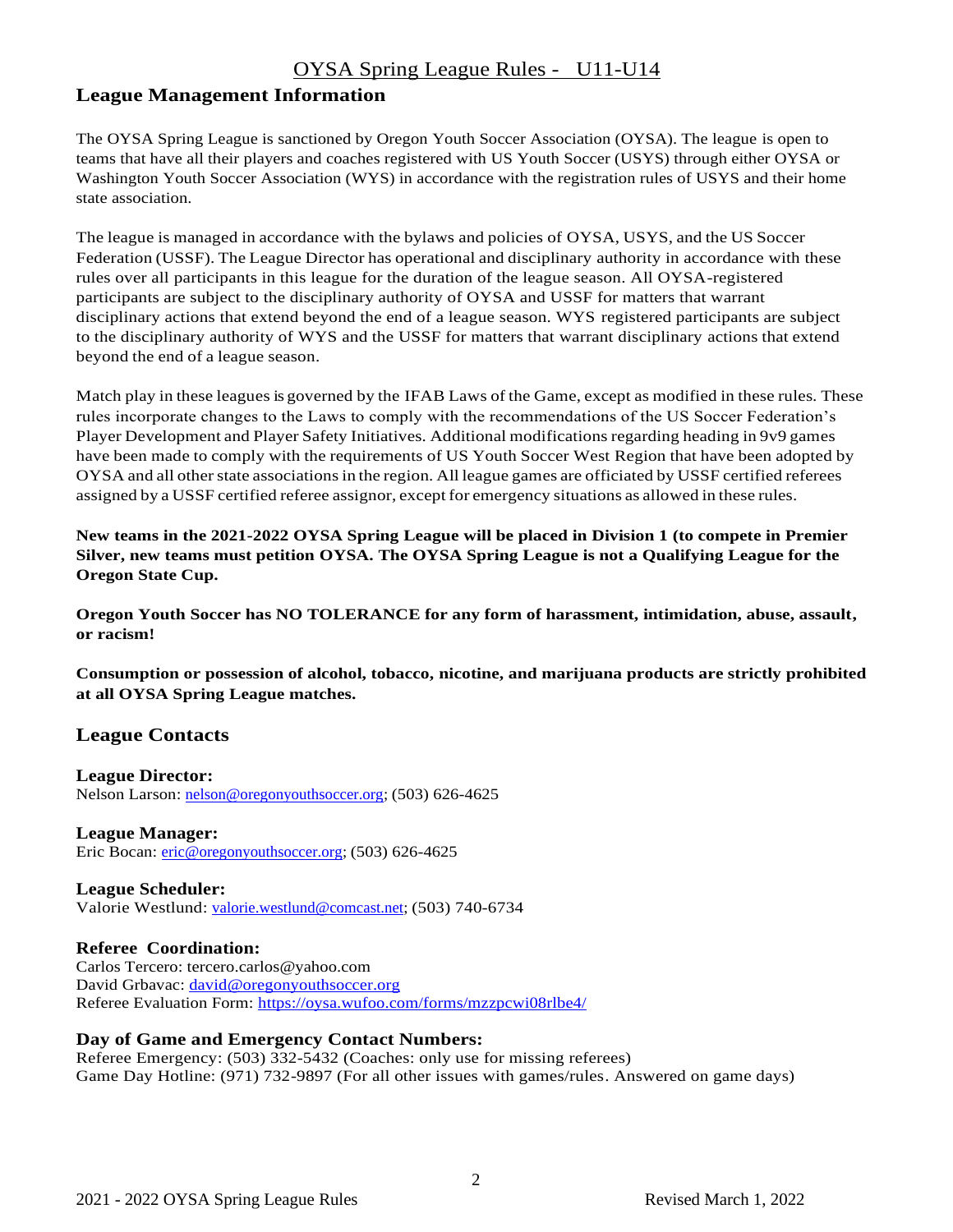# OYSA Spring League Rules - U11-U14

## League Management Information

The OYSA Spring League is sanctioned by Oregon Youth Soccer Association (OYSA). The league is open to teams that have all their players and coaches registered with US Youth Soccer (USYS) through either OYSA or Washington Youth Soccer Association (WYS) in accordance with the registration rules of USYS and their home state association.

The league is managed in accordance with the bylaws and policies of OYSA, USYS, and the US Soccer Federation (USSF). The League Director has operational and disciplinary authority in accordance with these rules over all participants in this league for the duration of the league season. All OYSA-registered participants are subject to the disciplinary authority of OYSA and USSF for matters that warrant disciplinary actions that extend beyond the end of a league season. WYS registered participants are subject to the disciplinary authority of WYS and the USSF for matters that warrant disciplinary actions that extend beyond the end of a league season.

Match play in these leagues is governed by the IFAB Laws of the Game, except as modified in these rules. These rules incorporate changes to the Laws to comply with the recommendations of the US Soccer Federation's Player Development and Player Safety Initiatives. Additional modifications regarding heading in 9v9 games have been made to comply with the requirements of US Youth Soccer West Region that have been adopted by OYSA and all other state associations in the region. All league games are officiated by USSF certified referees assigned by a USSF certified referee assignor, except for emergency situations as allowed in these rules.

**New teams in the 2021-2022 OYSA Spring League will be placed in Division 1 (to compete in Premier Silver, new teams must petition OYSA. The OYSA Spring League is not a Qualifying League for the Oregon State Cup.**

**Oregon Youth Soccer has NO TOLERANCE for any form of harassment, intimidation, abuse, assault, or racism!**

**Consumption or possession of alcohol, tobacco, nicotine, and marijuana products are strictly prohibited at all OYSA Spring League matches.**

## League Contacts

**League Director:**
Nelson Larson: nelson@oregonyouthsoccer.org; (503) 626-4625

**League Manager:**
Eric Bocan: eric@oregonyouthsoccer.org; (503) 626-4625

**League Scheduler:**
Valorie Westlund: valorie.westlund@comcast.net; (503) 740-6734

**Referee Coordination:**
Carlos Tercero: tercero.carlos@yahoo.com
David Grbavac: david@oregonyouthsoccer.org
Referee Evaluation Form: https://oysa.wufoo.com/forms/mzzpcwi08rlbe4/

**Day of Game and Emergency Contact Numbers:**
Referee Emergency: (503) 332-5432 (Coaches: only use for missing referees)
Game Day Hotline: (971) 732-9897 (For all other issues with games/rules. Answered on game days)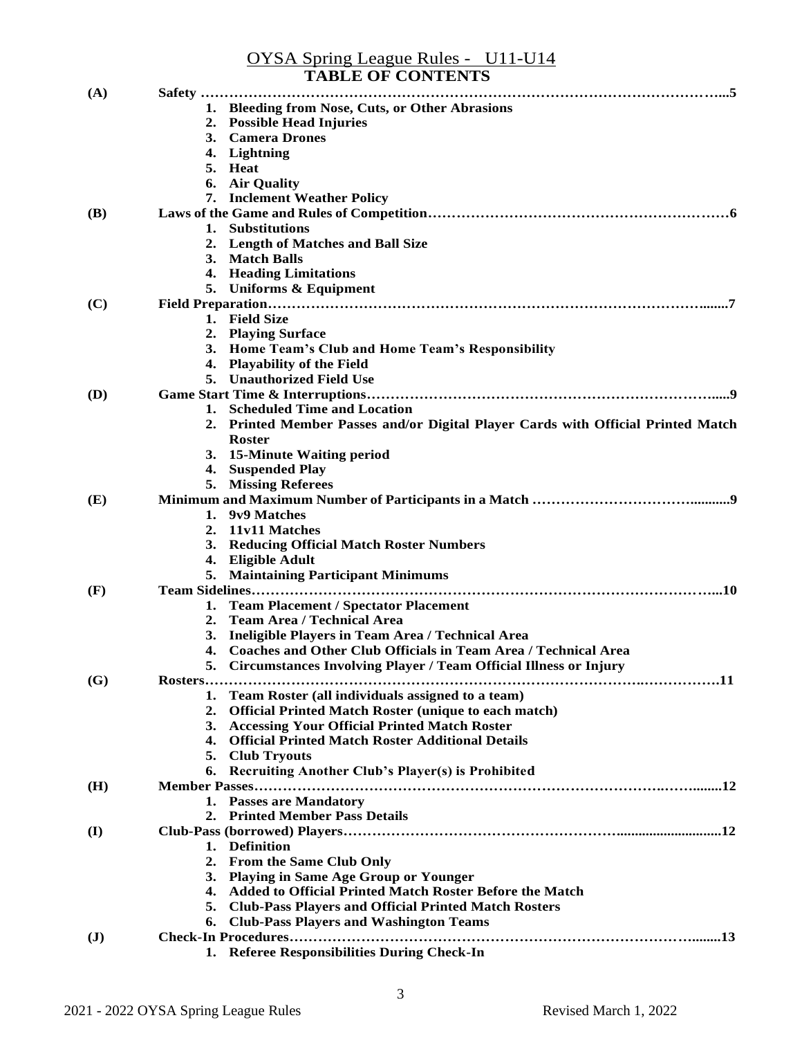# OYSA Spring League Rules - U11-U14

## TABLE OF CONTENTS

**(A) Safety ……………………………………………………………………………………………...5**

1. **Bleeding from Nose, Cuts, or Other Abrasions**
2. **Possible Head Injuries**
3. **Camera Drones**
4. **Lightning**
5. **Heat**
6. **Air Quality**
7. **Inclement Weather Policy**

**(B) Laws of the Game and Rules of Competition………………………………………………………6**

1. **Substitutions**
2. **Length of Matches and Ball Size**
3. **Match Balls**
4. **Heading Limitations**
5. **Uniforms & Equipment**

**(C) Field Preparation……………………………………………………………………………........7**

1. **Field Size**
2. **Playing Surface**
3. **Home Team's Club and Home Team's Responsibility**
4. **Playability of the Field**
5. **Unauthorized Field Use**

**(D) Game Start Time & Interruptions………………………………………………………………......9**

1. **Scheduled Time and Location**
2. **Printed Member Passes and/or Digital Player Cards with Official Printed Match Roster**
3. **15-Minute Waiting period**
4. **Suspended Play**
5. **Missing Referees**

**(E) Minimum and Maximum Number of Participants in a Match ………………………………..........9**

1. **9v9 Matches**
2. **11v11 Matches**
3. **Reducing Official Match Roster Numbers**
4. **Eligible Adult**
5. **Maintaining Participant Minimums**

**(F) Team Sidelines……………………………………………………………………………………...10**

1. **Team Placement / Spectator Placement**
2. **Team Area / Technical Area**
3. **Ineligible Players in Team Area / Technical Area**
4. **Coaches and Other Club Officials in Team Area / Technical Area**
5. **Circumstances Involving Player / Team Official Illness or Injury**

**(G) Rosters……………………………………………………………………………………………11**

1. **Team Roster (all individuals assigned to a team)**
2. **Official Printed Match Roster (unique to each match)**
3. **Accessing Your Official Printed Match Roster**
4. **Official Printed Match Roster Additional Details**
5. **Club Tryouts**
6. **Recruiting Another Club's Player(s) is Prohibited**

**(H) Member Passes……………………………………………………………………………........12**

1. **Passes are Mandatory**
2. **Printed Member Pass Details**

**(I) Club-Pass (borrowed) Players…………………………………………………..........................12**

1. **Definition**
2. **From the Same Club Only**
3. **Playing in Same Age Group or Younger**
4. **Added to Official Printed Match Roster Before the Match**
5. **Club-Pass Players and Official Printed Match Rosters**
6. **Club-Pass Players and Washington Teams**

**(J) Check-In Procedures…………………………………………………………………………........13**

1. **Referee Responsibilities During Check-In**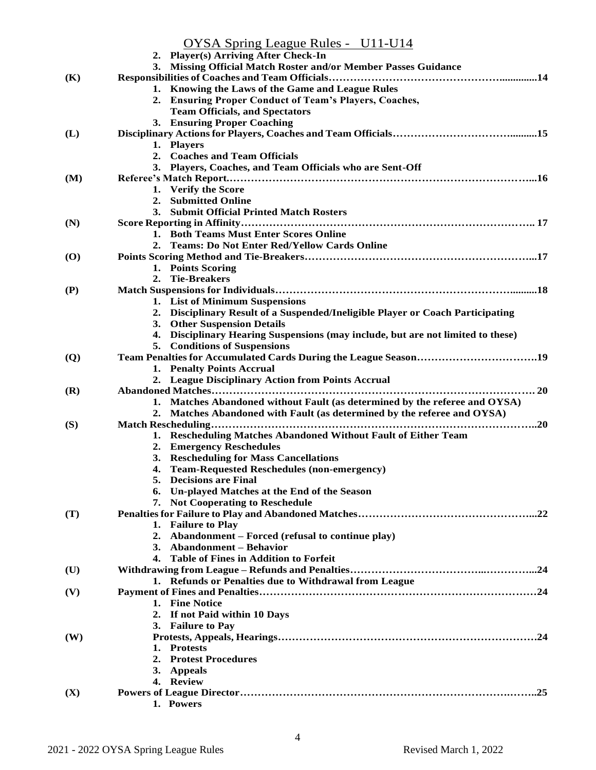2. Player(s) Arriving After Check-In
3. Missing Official Match Roster and/or Member Passes Guidance

**(K) Responsibilities of Coaches and Team Officials……………………………………………..............14**

1. Knowing the Laws of the Game and League Rules
2. Ensuring Proper Conduct of Team's Players, Coaches, Team Officials, and Spectators
3. Ensuring Proper Coaching

**(L) Disciplinary Actions for Players, Coaches and Team Officials………………………………..........15**

1. Players
2. Coaches and Team Officials
3. Players, Coaches, and Team Officials who are Sent-Off

**(M) Referee's Match Report.………………………………………………………………………...16**

1. Verify the Score
2. Submitted Online
3. Submit Official Printed Match Rosters

**(N) Score Reporting in Affinity……………………………………………………………………... 17**

1. Both Teams Must Enter Scores Online
2. Teams: Do Not Enter Red/Yellow Cards Online

**(O) Points Scoring Method and Tie-Breakers………………………………………………………...17**

1. Points Scoring
2. Tie-Breakers

**(P) Match Suspensions for Individuals……………………………………………………….........18**

1. List of Minimum Suspensions
2. Disciplinary Result of a Suspended/Ineligible Player or Coach Participating
3. Other Suspension Details
4. Disciplinary Hearing Suspensions (may include, but are not limited to these)
5. Conditions of Suspensions

**(Q) Team Penalties for Accumulated Cards During the League Season…………………………….19**

1. Penalty Points Accrual
2. League Disciplinary Action from Points Accrual

**(R) Abandoned Matches……………………………………………………………………………. 20**

1. Matches Abandoned without Fault (as determined by the referee and OYSA)
2. Matches Abandoned with Fault (as determined by the referee and OYSA)

**(S) Match Rescheduling……………………………………………………………………………..20**

1. Rescheduling Matches Abandoned Without Fault of Either Team
2. Emergency Reschedules
3. Rescheduling for Mass Cancellations
4. Team-Requested Reschedules (non-emergency)
5. Decisions are Final
6. Un-played Matches at the End of the Season
7. Not Cooperating to Reschedule

**(T) Penalties for Failure to Play and Abandoned Matches…………………………………………...22**

1. Failure to Play
2. Abandonment – Forced (refusal to continue play)
3. Abandonment – Behavior
4. Table of Fines in Addition to Forfeit

**(U) Withdrawing from League – Refunds and Penalties………………………………..…………...24**

1. Refunds or Penalties due to Withdrawal from League

**(V) Payment of Fines and Penalties…………………………………………………………………24**

1. Fine Notice
2. If not Paid within 10 Days
3. Failure to Pay

**(W) Protests, Appeals, Hearings……………………………………………………………….24**

1. Protests
2. Protest Procedures
3. Appeals
4. Review

**(X) Powers of League Director……………………………………………………………….……..25**

1. Powers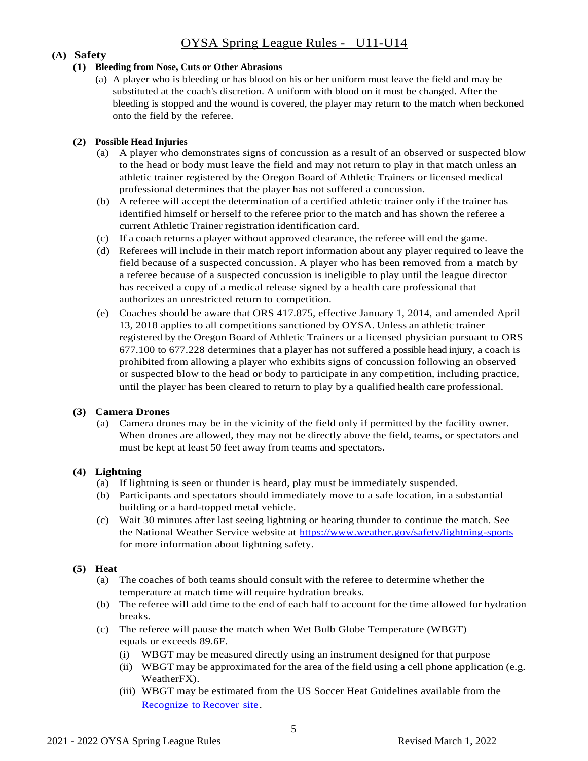# OYSA Spring League Rules - U11-U14

## (A) Safety

### (1) Bleeding from Nose, Cuts or Other Abrasions

(a) A player who is bleeding or has blood on his or her uniform must leave the field and may be substituted at the coach's discretion. A uniform with blood on it must be changed. After the bleeding is stopped and the wound is covered, the player may return to the match when beckoned onto the field by the referee.

### (2) Possible Head Injuries

(a) A player who demonstrates signs of concussion as a result of an observed or suspected blow to the head or body must leave the field and may not return to play in that match unless an athletic trainer registered by the Oregon Board of Athletic Trainers or licensed medical professional determines that the player has not suffered a concussion.

(b) A referee will accept the determination of a certified athletic trainer only if the trainer has identified himself or herself to the referee prior to the match and has shown the referee a current Athletic Trainer registration identification card.

(c) If a coach returns a player without approved clearance, the referee will end the game.

(d) Referees will include in their match report information about any player required to leave the field because of a suspected concussion. A player who has been removed from a match by a referee because of a suspected concussion is ineligible to play until the league director has received a copy of a medical release signed by a health care professional that authorizes an unrestricted return to competition.

(e) Coaches should be aware that ORS 417.875, effective January 1, 2014, and amended April 13, 2018 applies to all competitions sanctioned by OYSA. Unless an athletic trainer registered by the Oregon Board of Athletic Trainers or a licensed physician pursuant to ORS 677.100 to 677.228 determines that a player has not suffered a possible head injury, a coach is prohibited from allowing a player who exhibits signs of concussion following an observed or suspected blow to the head or body to participate in any competition, including practice, until the player has been cleared to return to play by a qualified health care professional.

### (3) Camera Drones

(a) Camera drones may be in the vicinity of the field only if permitted by the facility owner. When drones are allowed, they may not be directly above the field, teams, or spectators and must be kept at least 50 feet away from teams and spectators.

### (4) Lightning

(a) If lightning is seen or thunder is heard, play must be immediately suspended.

(b) Participants and spectators should immediately move to a safe location, in a substantial building or a hard-topped metal vehicle.

(c) Wait 30 minutes after last seeing lightning or hearing thunder to continue the match. See the National Weather Service website at https://www.weather.gov/safety/lightning-sports for more information about lightning safety.

### (5) Heat

(a) The coaches of both teams should consult with the referee to determine whether the temperature at match time will require hydration breaks.

(b) The referee will add time to the end of each half to account for the time allowed for hydration breaks.

(c) The referee will pause the match when Wet Bulb Globe Temperature (WBGT) equals or exceeds 89.6F.

  (i) WBGT may be measured directly using an instrument designed for that purpose

  (ii) WBGT may be approximated for the area of the field using a cell phone application (e.g. WeatherFX).

  (iii) WBGT may be estimated from the US Soccer Heat Guidelines available from the Recognize to Recover site.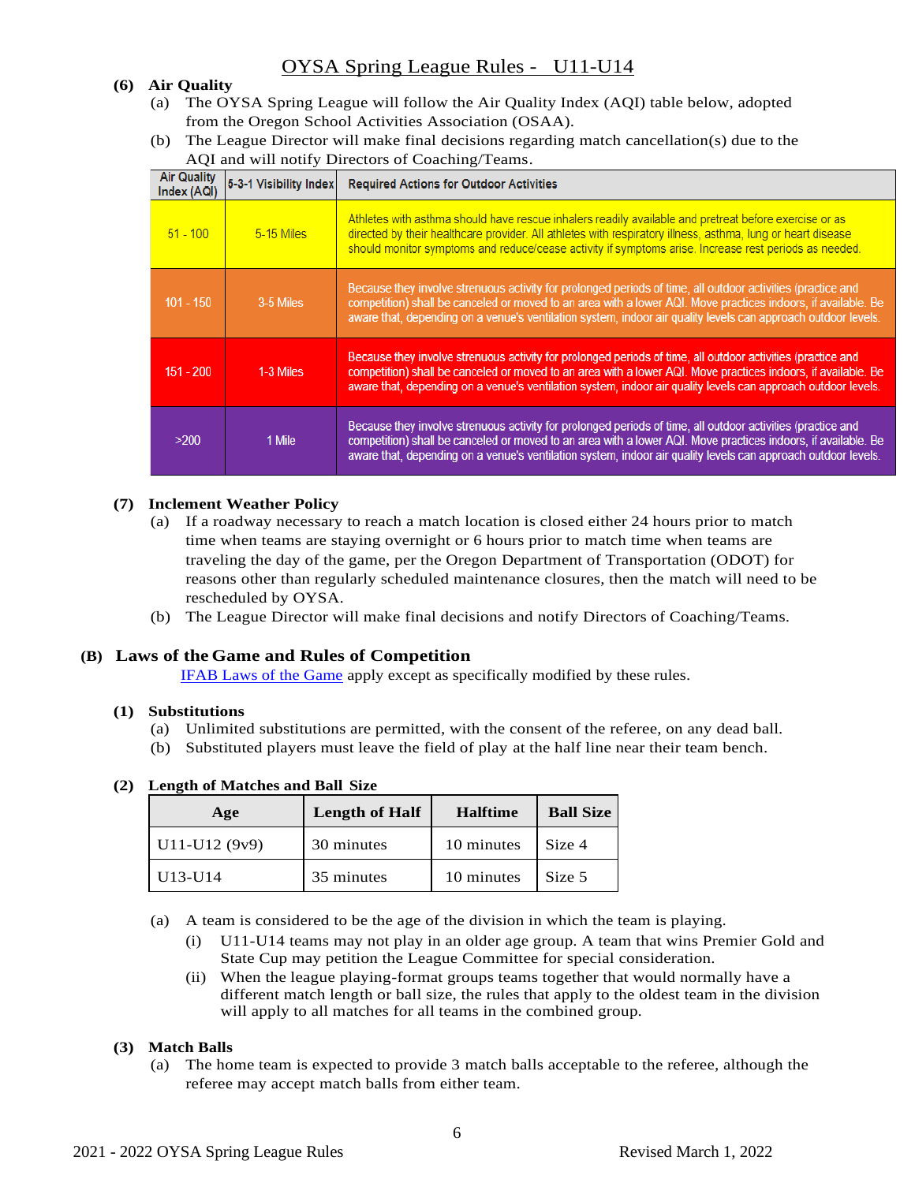# OYSA Spring League Rules - U11-U14

**(6) Air Quality**

(a) The OYSA Spring League will follow the Air Quality Index (AQI) table below, adopted from the Oregon School Activities Association (OSAA).

(b) The League Director will make final decisions regarding match cancellation(s) due to the AQI and will notify Directors of Coaching/Teams.

| Air Quality Index (AQI) | 5-3-1 Visibility Index | Required Actions for Outdoor Activities |
|---|---|---|
| 51 - 100 | 5-15 Miles | Athletes with asthma should have rescue inhalers readily available and pretreat before exercise or as directed by their healthcare provider. All athletes with respiratory illness, asthma, lung or heart disease should monitor symptoms and reduce/cease activity if symptoms arise. Increase rest periods as needed. |
| 101 - 150 | 3-5 Miles | Because they involve strenuous activity for prolonged periods of time, all outdoor activities (practice and competition) shall be canceled or moved to an area with a lower AQI. Move practices indoors, if available. Be aware that, depending on a venue's ventilation system, indoor air quality levels can approach outdoor levels. |
| 151 - 200 | 1-3 Miles | Because they involve strenuous activity for prolonged periods of time, all outdoor activities (practice and competition) shall be canceled or moved to an area with a lower AQI. Move practices indoors, if available. Be aware that, depending on a venue's ventilation system, indoor air quality levels can approach outdoor levels. |
| >200 | 1 Mile | Because they involve strenuous activity for prolonged periods of time, all outdoor activities (practice and competition) shall be canceled or moved to an area with a lower AQI. Move practices indoors, if available. Be aware that, depending on a venue's ventilation system, indoor air quality levels can approach outdoor levels. |

**(7) Inclement Weather Policy**

(a) If a roadway necessary to reach a match location is closed either 24 hours prior to match time when teams are staying overnight or 6 hours prior to match time when teams are traveling the day of the game, per the Oregon Department of Transportation (ODOT) for reasons other than regularly scheduled maintenance closures, then the match will need to be rescheduled by OYSA.

(b) The League Director will make final decisions and notify Directors of Coaching/Teams.

## (B) Laws of the Game and Rules of Competition

IFAB Laws of the Game apply except as specifically modified by these rules.

**(1) Substitutions**

(a) Unlimited substitutions are permitted, with the consent of the referee, on any dead ball.

(b) Substituted players must leave the field of play at the half line near their team bench.

**(2) Length of Matches and Ball Size**

| Age | Length of Half | Halftime | Ball Size |
|---|---|---|---|
| U11-U12 (9v9) | 30 minutes | 10 minutes | Size 4 |
| U13-U14 | 35 minutes | 10 minutes | Size 5 |

(a) A team is considered to be the age of the division in which the team is playing.

(i) U11-U14 teams may not play in an older age group. A team that wins Premier Gold and State Cup may petition the League Committee for special consideration.

(ii) When the league playing-format groups teams together that would normally have a different match length or ball size, the rules that apply to the oldest team in the division will apply to all matches for all teams in the combined group.

**(3) Match Balls**

(a) The home team is expected to provide 3 match balls acceptable to the referee, although the referee may accept match balls from either team.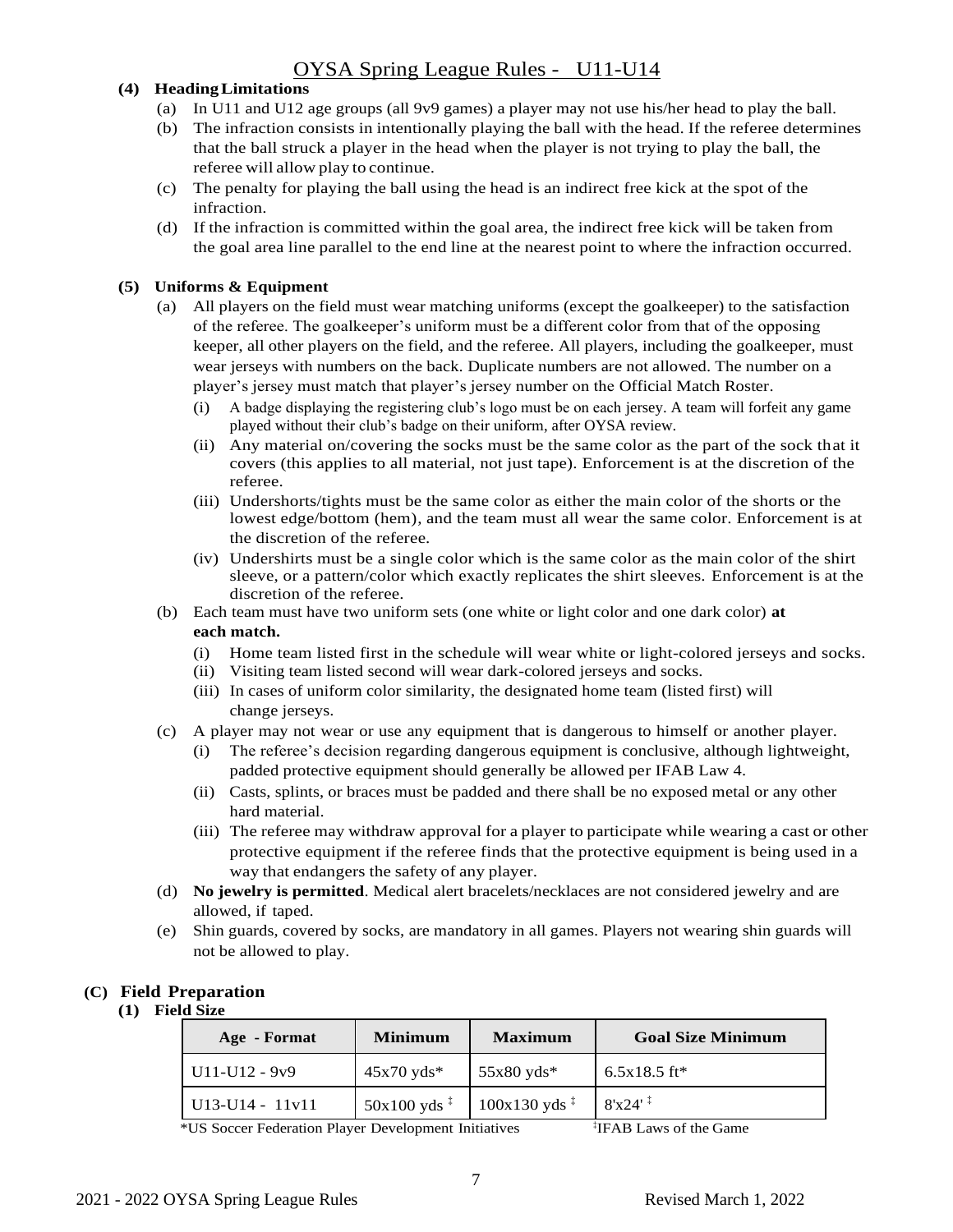**(4) Heading Limitations**

(a) In U11 and U12 age groups (all 9v9 games) a player may not use his/her head to play the ball.

(b) The infraction consists in intentionally playing the ball with the head. If the referee determines that the ball struck a player in the head when the player is not trying to play the ball, the referee will allow play to continue.

(c) The penalty for playing the ball using the head is an indirect free kick at the spot of the infraction.

(d) If the infraction is committed within the goal area, the indirect free kick will be taken from the goal area line parallel to the end line at the nearest point to where the infraction occurred.

**(5) Uniforms & Equipment**

(a) All players on the field must wear matching uniforms (except the goalkeeper) to the satisfaction of the referee. The goalkeeper's uniform must be a different color from that of the opposing keeper, all other players on the field, and the referee. All players, including the goalkeeper, must wear jerseys with numbers on the back. Duplicate numbers are not allowed. The number on a player's jersey must match that player's jersey number on the Official Match Roster.

- (i) A badge displaying the registering club's logo must be on each jersey. A team will forfeit any game played without their club's badge on their uniform, after OYSA review.
- (ii) Any material on/covering the socks must be the same color as the part of the sock that it covers (this applies to all material, not just tape). Enforcement is at the discretion of the referee.
- (iii) Undershorts/tights must be the same color as either the main color of the shorts or the lowest edge/bottom (hem), and the team must all wear the same color. Enforcement is at the discretion of the referee.
- (iv) Undershirts must be a single color which is the same color as the main color of the shirt sleeve, or a pattern/color which exactly replicates the shirt sleeves. Enforcement is at the discretion of the referee.

(b) Each team must have two uniform sets (one white or light color and one dark color) **at each match.**

- (i) Home team listed first in the schedule will wear white or light-colored jerseys and socks.
- (ii) Visiting team listed second will wear dark-colored jerseys and socks.
- (iii) In cases of uniform color similarity, the designated home team (listed first) will change jerseys.

(c) A player may not wear or use any equipment that is dangerous to himself or another player.

- (i) The referee's decision regarding dangerous equipment is conclusive, although lightweight, padded protective equipment should generally be allowed per IFAB Law 4.
- (ii) Casts, splints, or braces must be padded and there shall be no exposed metal or any other hard material.
- (iii) The referee may withdraw approval for a player to participate while wearing a cast or other protective equipment if the referee finds that the protective equipment is being used in a way that endangers the safety of any player.

(d) **No jewelry is permitted**. Medical alert bracelets/necklaces are not considered jewelry and are allowed, if taped.

(e) Shin guards, covered by socks, are mandatory in all games. Players not wearing shin guards will not be allowed to play.

## (C) Field Preparation

**(1) Field Size**

| Age - Format | Minimum | Maximum | Goal Size Minimum |
|---|---|---|---|
| U11-U12 - 9v9 | 45x70 yds* | 55x80 yds* | 6.5x18.5 ft* |
| U13-U14 - 11v11 | 50x100 yds ‡ | 100x130 yds ‡ | 8'x24' ‡ |

*US Soccer Federation Player Development Initiatives ‡IFAB Laws of the Game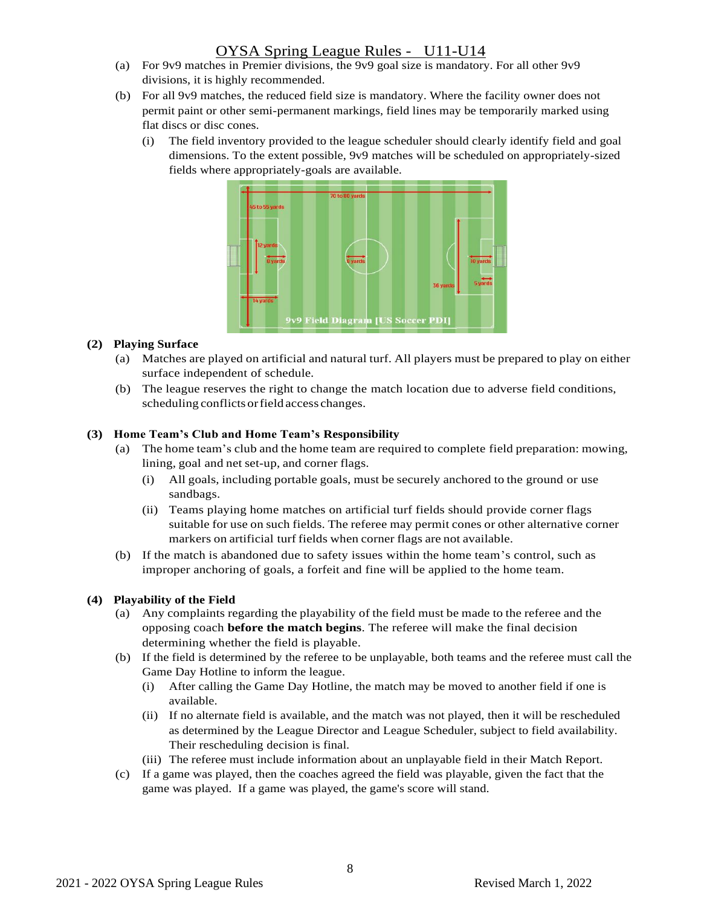(a) For 9v9 matches in Premier divisions, the 9v9 goal size is mandatory. For all other 9v9 divisions, it is highly recommended.

(b) For all 9v9 matches, the reduced field size is mandatory. Where the facility owner does not permit paint or other semi-permanent markings, field lines may be temporarily marked using flat discs or disc cones.

   (i) The field inventory provided to the league scheduler should clearly identify field and goal dimensions. To the extent possible, 9v9 matches will be scheduled on appropriately-sized fields where appropriately-goals are available.

9v9 Field Diagram [US Soccer PDI]

**(2) Playing Surface**

(a) Matches are played on artificial and natural turf. All players must be prepared to play on either surface independent of schedule.

(b) The league reserves the right to change the match location due to adverse field conditions, scheduling conflicts or field access changes.

**(3) Home Team's Club and Home Team's Responsibility**

(a) The home team's club and the home team are required to complete field preparation: mowing, lining, goal and net set-up, and corner flags.

   (i) All goals, including portable goals, must be securely anchored to the ground or use sandbags.

   (ii) Teams playing home matches on artificial turf fields should provide corner flags suitable for use on such fields. The referee may permit cones or other alternative corner markers on artificial turf fields when corner flags are not available.

(b) If the match is abandoned due to safety issues within the home team's control, such as improper anchoring of goals, a forfeit and fine will be applied to the home team.

**(4) Playability of the Field**

(a) Any complaints regarding the playability of the field must be made to the referee and the opposing coach **before the match begins**. The referee will make the final decision determining whether the field is playable.

(b) If the field is determined by the referee to be unplayable, both teams and the referee must call the Game Day Hotline to inform the league.

   (i) After calling the Game Day Hotline, the match may be moved to another field if one is available.

   (ii) If no alternate field is available, and the match was not played, then it will be rescheduled as determined by the League Director and League Scheduler, subject to field availability. Their rescheduling decision is final.

   (iii) The referee must include information about an unplayable field in their Match Report.

(c) If a game was played, then the coaches agreed the field was playable, given the fact that the game was played. If a game was played, the game's score will stand.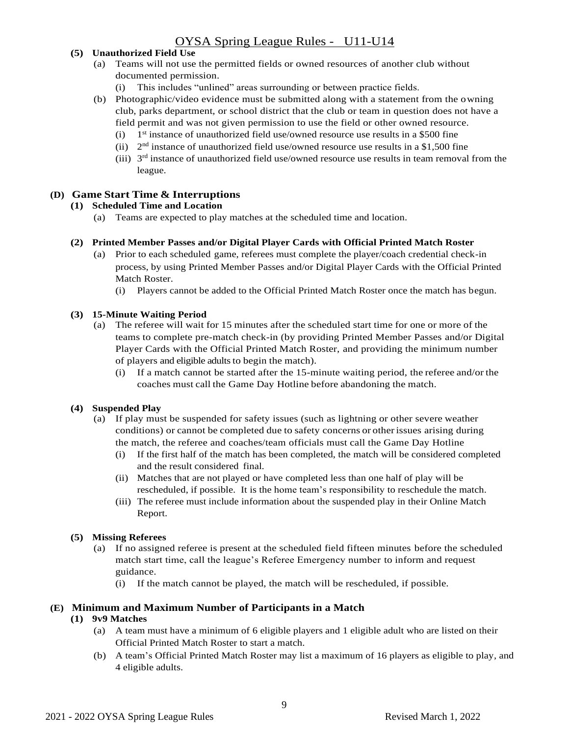**(5) Unauthorized Field Use**

(a) Teams will not use the permitted fields or owned resources of another club without documented permission.

(i) This includes "unlined" areas surrounding or between practice fields.

(b) Photographic/video evidence must be submitted along with a statement from the owning club, parks department, or school district that the club or team in question does not have a field permit and was not given permission to use the field or other owned resource.

(i) 1st instance of unauthorized field use/owned resource use results in a $500 fine

(ii) 2nd instance of unauthorized field use/owned resource use results in a $1,500 fine

(iii) 3rd instance of unauthorized field use/owned resource use results in team removal from the league.

## (D) Game Start Time & Interruptions

**(1) Scheduled Time and Location**

(a) Teams are expected to play matches at the scheduled time and location.

**(2) Printed Member Passes and/or Digital Player Cards with Official Printed Match Roster**

(a) Prior to each scheduled game, referees must complete the player/coach credential check-in process, by using Printed Member Passes and/or Digital Player Cards with the Official Printed Match Roster.

(i) Players cannot be added to the Official Printed Match Roster once the match has begun.

**(3) 15-Minute Waiting Period**

(a) The referee will wait for 15 minutes after the scheduled start time for one or more of the teams to complete pre-match check-in (by providing Printed Member Passes and/or Digital Player Cards with the Official Printed Match Roster, and providing the minimum number of players and eligible adults to begin the match).

(i) If a match cannot be started after the 15-minute waiting period, the referee and/or the coaches must call the Game Day Hotline before abandoning the match.

**(4) Suspended Play**

(a) If play must be suspended for safety issues (such as lightning or other severe weather conditions) or cannot be completed due to safety concerns or other issues arising during the match, the referee and coaches/team officials must call the Game Day Hotline

(i) If the first half of the match has been completed, the match will be considered completed and the result considered final.

(ii) Matches that are not played or have completed less than one half of play will be rescheduled, if possible. It is the home team's responsibility to reschedule the match.

(iii) The referee must include information about the suspended play in their Online Match Report.

**(5) Missing Referees**

(a) If no assigned referee is present at the scheduled field fifteen minutes before the scheduled match start time, call the league's Referee Emergency number to inform and request guidance.

(i) If the match cannot be played, the match will be rescheduled, if possible.

## (E) Minimum and Maximum Number of Participants in a Match

**(1) 9v9 Matches**

(a) A team must have a minimum of 6 eligible players and 1 eligible adult who are listed on their Official Printed Match Roster to start a match.

(b) A team's Official Printed Match Roster may list a maximum of 16 players as eligible to play, and 4 eligible adults.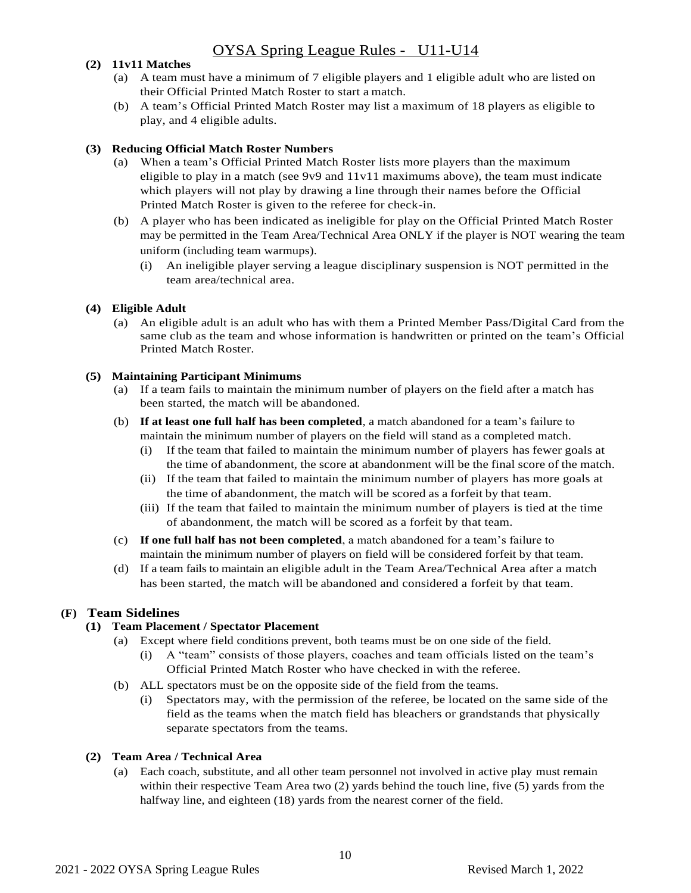**(2) 11v11 Matches**

(a) A team must have a minimum of 7 eligible players and 1 eligible adult who are listed on their Official Printed Match Roster to start a match.

(b) A team's Official Printed Match Roster may list a maximum of 18 players as eligible to play, and 4 eligible adults.

**(3) Reducing Official Match Roster Numbers**

(a) When a team's Official Printed Match Roster lists more players than the maximum eligible to play in a match (see 9v9 and 11v11 maximums above), the team must indicate which players will not play by drawing a line through their names before the Official Printed Match Roster is given to the referee for check-in.

(b) A player who has been indicated as ineligible for play on the Official Printed Match Roster may be permitted in the Team Area/Technical Area ONLY if the player is NOT wearing the team uniform (including team warmups).

- (i) An ineligible player serving a league disciplinary suspension is NOT permitted in the team area/technical area.

**(4) Eligible Adult**

(a) An eligible adult is an adult who has with them a Printed Member Pass/Digital Card from the same club as the team and whose information is handwritten or printed on the team's Official Printed Match Roster.

**(5) Maintaining Participant Minimums**

(a) If a team fails to maintain the minimum number of players on the field after a match has been started, the match will be abandoned.

(b) **If at least one full half has been completed**, a match abandoned for a team's failure to maintain the minimum number of players on the field will stand as a completed match.

- (i) If the team that failed to maintain the minimum number of players has fewer goals at the time of abandonment, the score at abandonment will be the final score of the match.
- (ii) If the team that failed to maintain the minimum number of players has more goals at the time of abandonment, the match will be scored as a forfeit by that team.
- (iii) If the team that failed to maintain the minimum number of players is tied at the time of abandonment, the match will be scored as a forfeit by that team.

(c) **If one full half has not been completed**, a match abandoned for a team's failure to maintain the minimum number of players on field will be considered forfeit by that team.

(d) If a team fails to maintain an eligible adult in the Team Area/Technical Area after a match has been started, the match will be abandoned and considered a forfeit by that team.

## (F) Team Sidelines

**(1) Team Placement / Spectator Placement**

(a) Except where field conditions prevent, both teams must be on one side of the field.

- (i) A "team" consists of those players, coaches and team officials listed on the team's Official Printed Match Roster who have checked in with the referee.

(b) ALL spectators must be on the opposite side of the field from the teams.

- (i) Spectators may, with the permission of the referee, be located on the same side of the field as the teams when the match field has bleachers or grandstands that physically separate spectators from the teams.

**(2) Team Area / Technical Area**

(a) Each coach, substitute, and all other team personnel not involved in active play must remain within their respective Team Area two (2) yards behind the touch line, five (5) yards from the halfway line, and eighteen (18) yards from the nearest corner of the field.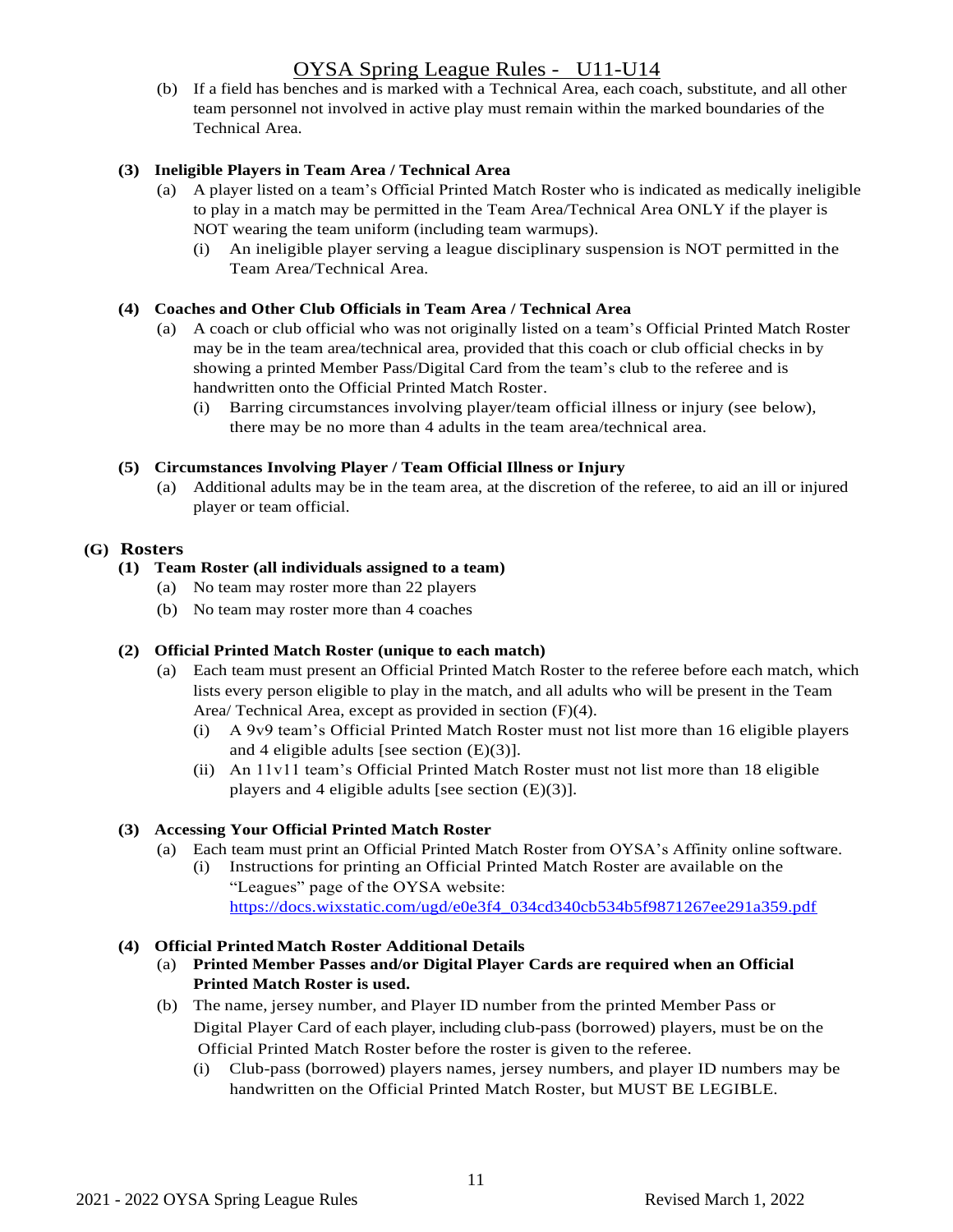(b) If a field has benches and is marked with a Technical Area, each coach, substitute, and all other team personnel not involved in active play must remain within the marked boundaries of the Technical Area.

**(3) Ineligible Players in Team Area / Technical Area**

(a) A player listed on a team's Official Printed Match Roster who is indicated as medically ineligible to play in a match may be permitted in the Team Area/Technical Area ONLY if the player is NOT wearing the team uniform (including team warmups).

(i) An ineligible player serving a league disciplinary suspension is NOT permitted in the Team Area/Technical Area.

**(4) Coaches and Other Club Officials in Team Area / Technical Area**

(a) A coach or club official who was not originally listed on a team's Official Printed Match Roster may be in the team area/technical area, provided that this coach or club official checks in by showing a printed Member Pass/Digital Card from the team's club to the referee and is handwritten onto the Official Printed Match Roster.

(i) Barring circumstances involving player/team official illness or injury (see below), there may be no more than 4 adults in the team area/technical area.

**(5) Circumstances Involving Player / Team Official Illness or Injury**

(a) Additional adults may be in the team area, at the discretion of the referee, to aid an ill or injured player or team official.

## (G) Rosters

**(1) Team Roster (all individuals assigned to a team)**

(a) No team may roster more than 22 players

(b) No team may roster more than 4 coaches

**(2) Official Printed Match Roster (unique to each match)**

(a) Each team must present an Official Printed Match Roster to the referee before each match, which lists every person eligible to play in the match, and all adults who will be present in the Team Area/ Technical Area, except as provided in section (F)(4).

(i) A 9v9 team's Official Printed Match Roster must not list more than 16 eligible players and 4 eligible adults [see section (E)(3)].

(ii) An 11v11 team's Official Printed Match Roster must not list more than 18 eligible players and 4 eligible adults [see section (E)(3)].

**(3) Accessing Your Official Printed Match Roster**

(a) Each team must print an Official Printed Match Roster from OYSA's Affinity online software.

(i) Instructions for printing an Official Printed Match Roster are available on the "Leagues" page of the OYSA website: https://docs.wixstatic.com/ugd/e0e3f4_034cd340cb534b5f9871267ee291a359.pdf

**(4) Official Printed Match Roster Additional Details**

(a) **Printed Member Passes and/or Digital Player Cards are required when an Official Printed Match Roster is used.**

(b) The name, jersey number, and Player ID number from the printed Member Pass or Digital Player Card of each player, including club-pass (borrowed) players, must be on the Official Printed Match Roster before the roster is given to the referee.

(i) Club-pass (borrowed) players names, jersey numbers, and player ID numbers may be handwritten on the Official Printed Match Roster, but MUST BE LEGIBLE.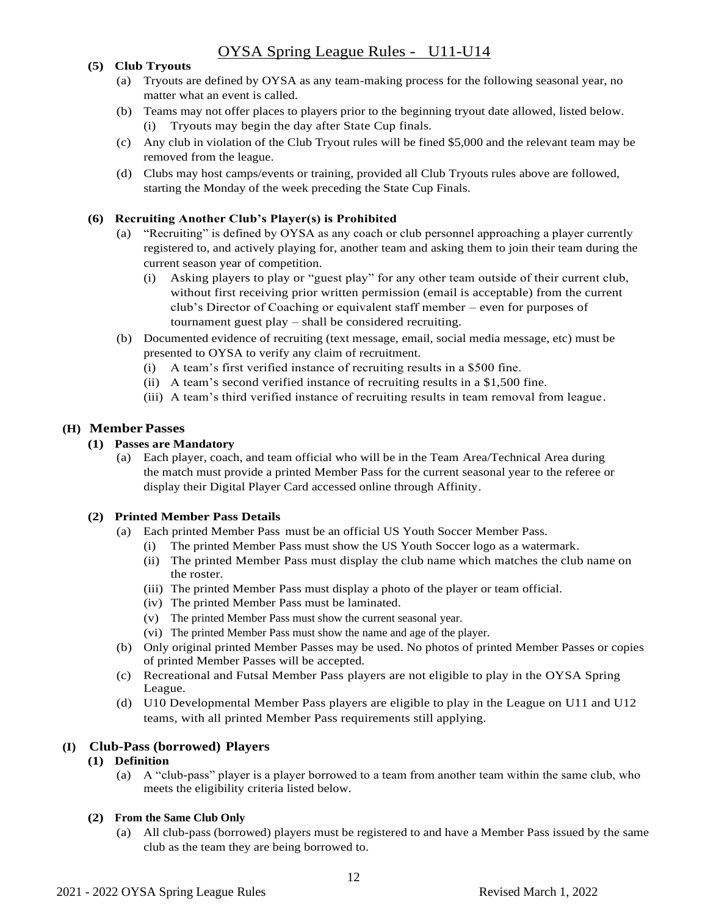**(5) Club Tryouts**

(a) Tryouts are defined by OYSA as any team-making process for the following seasonal year, no matter what an event is called.

(b) Teams may not offer places to players prior to the beginning tryout date allowed, listed below.

(i) Tryouts may begin the day after State Cup finals.

(c) Any club in violation of the Club Tryout rules will be fined $5,000 and the relevant team may be removed from the league.

(d) Clubs may host camps/events or training, provided all Club Tryouts rules above are followed, starting the Monday of the week preceding the State Cup Finals.

**(6) Recruiting Another Club's Player(s) is Prohibited**

(a) "Recruiting" is defined by OYSA as any coach or club personnel approaching a player currently registered to, and actively playing for, another team and asking them to join their team during the current season year of competition.

(i) Asking players to play or "guest play" for any other team outside of their current club, without first receiving prior written permission (email is acceptable) from the current club's Director of Coaching or equivalent staff member – even for purposes of tournament guest play – shall be considered recruiting.

(b) Documented evidence of recruiting (text message, email, social media message, etc) must be presented to OYSA to verify any claim of recruitment.

(i) A team's first verified instance of recruiting results in a $500 fine.

(ii) A team's second verified instance of recruiting results in a $1,500 fine.

(iii) A team's third verified instance of recruiting results in team removal from league.

## (H) Member Passes

**(1) Passes are Mandatory**

(a) Each player, coach, and team official who will be in the Team Area/Technical Area during the match must provide a printed Member Pass for the current seasonal year to the referee or display their Digital Player Card accessed online through Affinity.

**(2) Printed Member Pass Details**

(a) Each printed Member Pass must be an official US Youth Soccer Member Pass.

(i) The printed Member Pass must show the US Youth Soccer logo as a watermark.

(ii) The printed Member Pass must display the club name which matches the club name on the roster.

(iii) The printed Member Pass must display a photo of the player or team official.

(iv) The printed Member Pass must be laminated.

(v) The printed Member Pass must show the current seasonal year.

(vi) The printed Member Pass must show the name and age of the player.

(b) Only original printed Member Passes may be used. No photos of printed Member Passes or copies of printed Member Passes will be accepted.

(c) Recreational and Futsal Member Pass players are not eligible to play in the OYSA Spring League.

(d) U10 Developmental Member Pass players are eligible to play in the League on U11 and U12 teams, with all printed Member Pass requirements still applying.

## (I) Club-Pass (borrowed) Players

**(1) Definition**

(a) A "club-pass" player is a player borrowed to a team from another team within the same club, who meets the eligibility criteria listed below.

**(2) From the Same Club Only**

(a) All club-pass (borrowed) players must be registered to and have a Member Pass issued by the same club as the team they are being borrowed to.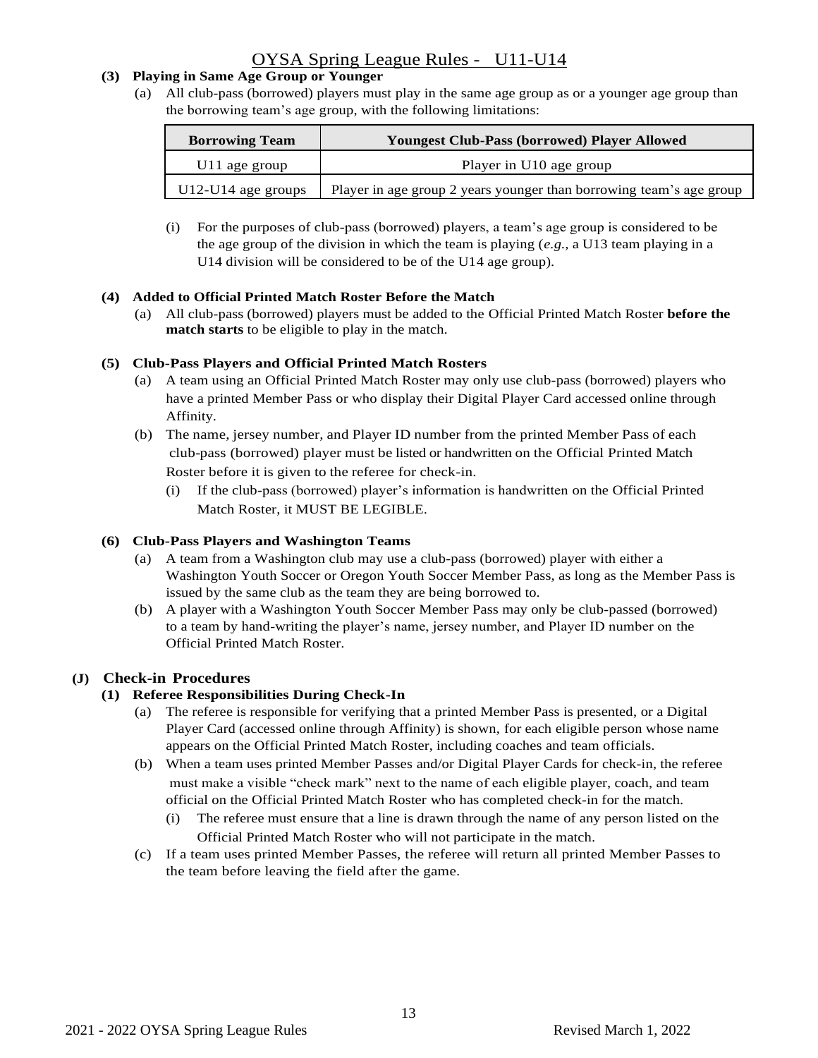**(3) Playing in Same Age Group or Younger**

(a) All club-pass (borrowed) players must play in the same age group as or a younger age group than the borrowing team's age group, with the following limitations:

| Borrowing Team | Youngest Club-Pass (borrowed) Player Allowed |
|---|---|
| U11 age group | Player in U10 age group |
| U12-U14 age groups | Player in age group 2 years younger than borrowing team's age group |

(i) For the purposes of club-pass (borrowed) players, a team's age group is considered to be the age group of the division in which the team is playing (*e.g.,* a U13 team playing in a U14 division will be considered to be of the U14 age group).

**(4) Added to Official Printed Match Roster Before the Match**

(a) All club-pass (borrowed) players must be added to the Official Printed Match Roster **before the match starts** to be eligible to play in the match.

**(5) Club-Pass Players and Official Printed Match Rosters**

(a) A team using an Official Printed Match Roster may only use club-pass (borrowed) players who have a printed Member Pass or who display their Digital Player Card accessed online through Affinity.

(b) The name, jersey number, and Player ID number from the printed Member Pass of each club-pass (borrowed) player must be listed or handwritten on the Official Printed Match Roster before it is given to the referee for check-in.

(i) If the club-pass (borrowed) player's information is handwritten on the Official Printed Match Roster, it MUST BE LEGIBLE.

**(6) Club-Pass Players and Washington Teams**

(a) A team from a Washington club may use a club-pass (borrowed) player with either a Washington Youth Soccer or Oregon Youth Soccer Member Pass, as long as the Member Pass is issued by the same club as the team they are being borrowed to.

(b) A player with a Washington Youth Soccer Member Pass may only be club-passed (borrowed) to a team by hand-writing the player's name, jersey number, and Player ID number on the Official Printed Match Roster.

## (J) Check-in Procedures

**(1) Referee Responsibilities During Check-In**

(a) The referee is responsible for verifying that a printed Member Pass is presented, or a Digital Player Card (accessed online through Affinity) is shown, for each eligible person whose name appears on the Official Printed Match Roster, including coaches and team officials.

(b) When a team uses printed Member Passes and/or Digital Player Cards for check-in, the referee must make a visible "check mark" next to the name of each eligible player, coach, and team official on the Official Printed Match Roster who has completed check-in for the match.

(i) The referee must ensure that a line is drawn through the name of any person listed on the Official Printed Match Roster who will not participate in the match.

(c) If a team uses printed Member Passes, the referee will return all printed Member Passes to the team before leaving the field after the game.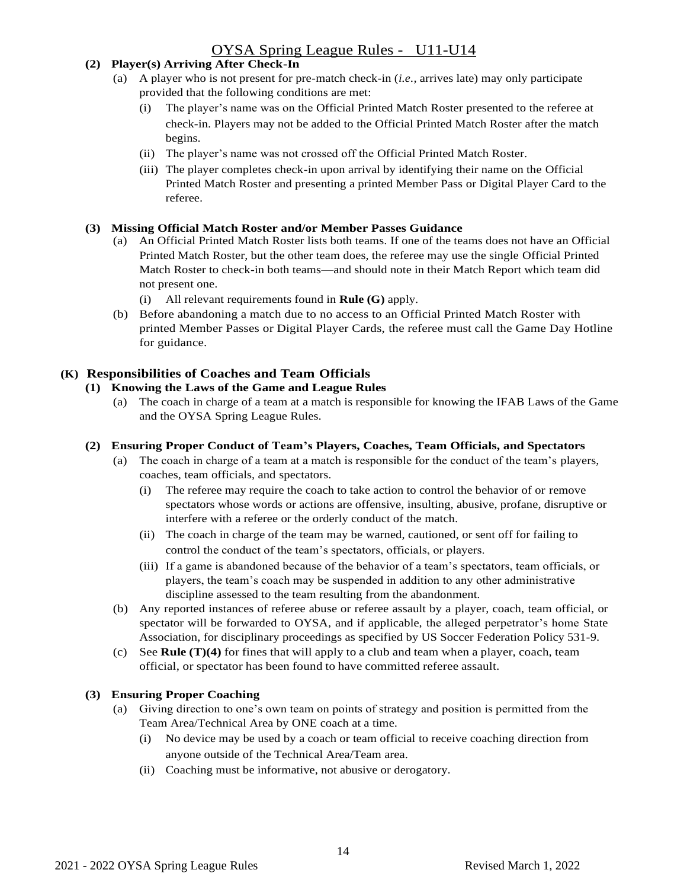**(2) Player(s) Arriving After Check-In**

(a) A player who is not present for pre-match check-in (*i.e.*, arrives late) may only participate provided that the following conditions are met:

(i) The player's name was on the Official Printed Match Roster presented to the referee at check-in. Players may not be added to the Official Printed Match Roster after the match begins.

(ii) The player's name was not crossed off the Official Printed Match Roster.

(iii) The player completes check-in upon arrival by identifying their name on the Official Printed Match Roster and presenting a printed Member Pass or Digital Player Card to the referee.

**(3) Missing Official Match Roster and/or Member Passes Guidance**

(a) An Official Printed Match Roster lists both teams. If one of the teams does not have an Official Printed Match Roster, but the other team does, the referee may use the single Official Printed Match Roster to check-in both teams—and should note in their Match Report which team did not present one.

(i) All relevant requirements found in **Rule (G)** apply.

(b) Before abandoning a match due to no access to an Official Printed Match Roster with printed Member Passes or Digital Player Cards, the referee must call the Game Day Hotline for guidance.

## (K) Responsibilities of Coaches and Team Officials

**(1) Knowing the Laws of the Game and League Rules**

(a) The coach in charge of a team at a match is responsible for knowing the IFAB Laws of the Game and the OYSA Spring League Rules.

**(2) Ensuring Proper Conduct of Team's Players, Coaches, Team Officials, and Spectators**

(a) The coach in charge of a team at a match is responsible for the conduct of the team's players, coaches, team officials, and spectators.

(i) The referee may require the coach to take action to control the behavior of or remove spectators whose words or actions are offensive, insulting, abusive, profane, disruptive or interfere with a referee or the orderly conduct of the match.

(ii) The coach in charge of the team may be warned, cautioned, or sent off for failing to control the conduct of the team's spectators, officials, or players.

(iii) If a game is abandoned because of the behavior of a team's spectators, team officials, or players, the team's coach may be suspended in addition to any other administrative discipline assessed to the team resulting from the abandonment.

(b) Any reported instances of referee abuse or referee assault by a player, coach, team official, or spectator will be forwarded to OYSA, and if applicable, the alleged perpetrator's home State Association, for disciplinary proceedings as specified by US Soccer Federation Policy 531-9.

(c) See **Rule (T)(4)** for fines that will apply to a club and team when a player, coach, team official, or spectator has been found to have committed referee assault.

**(3) Ensuring Proper Coaching**

(a) Giving direction to one's own team on points of strategy and position is permitted from the Team Area/Technical Area by ONE coach at a time.

(i) No device may be used by a coach or team official to receive coaching direction from anyone outside of the Technical Area/Team area.

(ii) Coaching must be informative, not abusive or derogatory.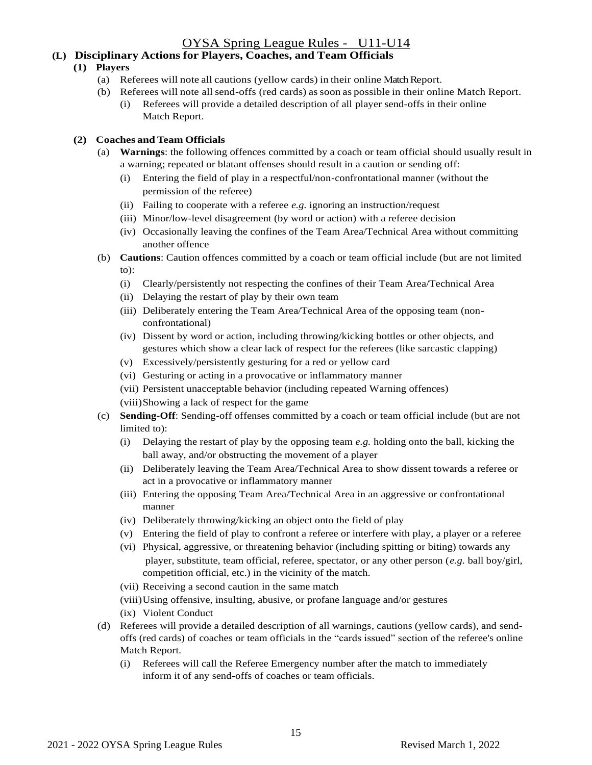## (L) Disciplinary Actions for Players, Coaches, and Team Officials

### (1) Players

- (a) Referees will note all cautions (yellow cards) in their online Match Report.
- (b) Referees will note all send-offs (red cards) as soon as possible in their online Match Report.
  - (i) Referees will provide a detailed description of all player send-offs in their online Match Report.

### (2) Coaches and Team Officials

- (a) **Warnings**: the following offences committed by a coach or team official should usually result in a warning; repeated or blatant offenses should result in a caution or sending off:
  - (i) Entering the field of play in a respectful/non-confrontational manner (without the permission of the referee)
  - (ii) Failing to cooperate with a referee *e.g.* ignoring an instruction/request
  - (iii) Minor/low-level disagreement (by word or action) with a referee decision
  - (iv) Occasionally leaving the confines of the Team Area/Technical Area without committing another offence
- (b) **Cautions**: Caution offences committed by a coach or team official include (but are not limited to):
  - (i) Clearly/persistently not respecting the confines of their Team Area/Technical Area
  - (ii) Delaying the restart of play by their own team
  - (iii) Deliberately entering the Team Area/Technical Area of the opposing team (non-confrontational)
  - (iv) Dissent by word or action, including throwing/kicking bottles or other objects, and gestures which show a clear lack of respect for the referees (like sarcastic clapping)
  - (v) Excessively/persistently gesturing for a red or yellow card
  - (vi) Gesturing or acting in a provocative or inflammatory manner
  - (vii) Persistent unacceptable behavior (including repeated Warning offences)
  - (viii) Showing a lack of respect for the game
- (c) **Sending-Off**: Sending-off offenses committed by a coach or team official include (but are not limited to):
  - (i) Delaying the restart of play by the opposing team *e.g.* holding onto the ball, kicking the ball away, and/or obstructing the movement of a player
  - (ii) Deliberately leaving the Team Area/Technical Area to show dissent towards a referee or act in a provocative or inflammatory manner
  - (iii) Entering the opposing Team Area/Technical Area in an aggressive or confrontational manner
  - (iv) Deliberately throwing/kicking an object onto the field of play
  - (v) Entering the field of play to confront a referee or interfere with play, a player or a referee
  - (vi) Physical, aggressive, or threatening behavior (including spitting or biting) towards any player, substitute, team official, referee, spectator, or any other person (*e.g.* ball boy/girl, competition official, etc.) in the vicinity of the match.
  - (vii) Receiving a second caution in the same match
  - (viii) Using offensive, insulting, abusive, or profane language and/or gestures
  - (ix) Violent Conduct
- (d) Referees will provide a detailed description of all warnings, cautions (yellow cards), and send-offs (red cards) of coaches or team officials in the "cards issued" section of the referee's online Match Report.
  - (i) Referees will call the Referee Emergency number after the match to immediately inform it of any send-offs of coaches or team officials.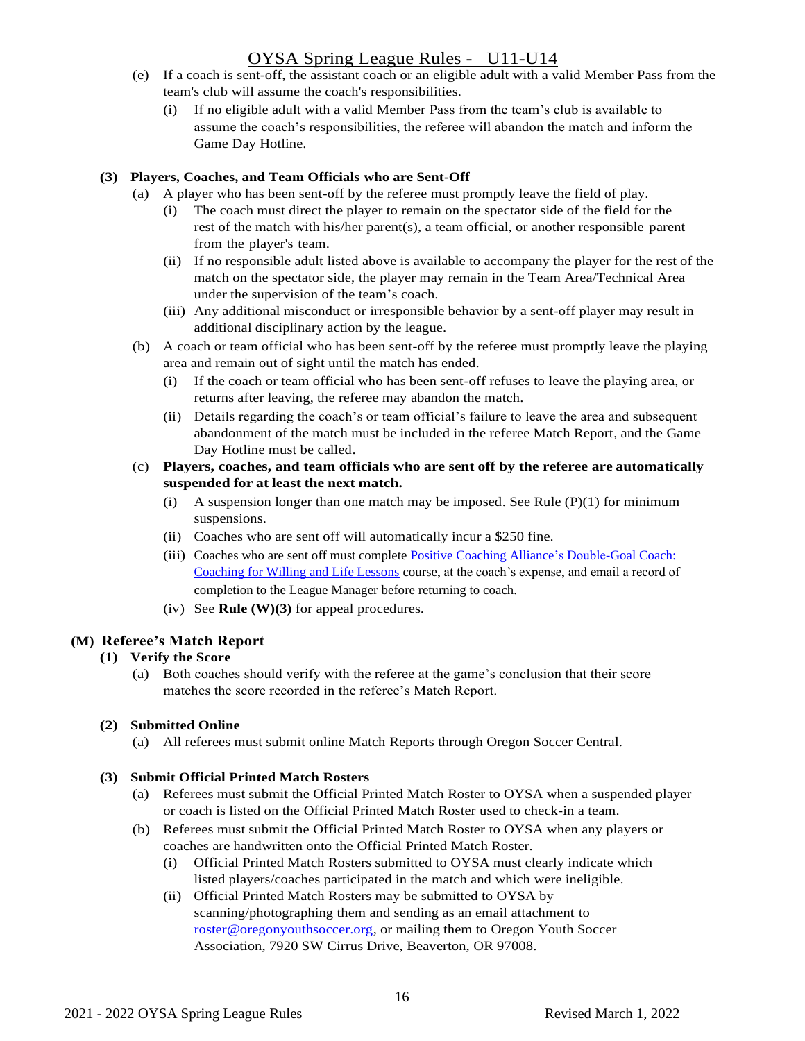(e) If a coach is sent-off, the assistant coach or an eligible adult with a valid Member Pass from the team's club will assume the coach's responsibilities.

   (i) If no eligible adult with a valid Member Pass from the team's club is available to assume the coach's responsibilities, the referee will abandon the match and inform the Game Day Hotline.

**(3) Players, Coaches, and Team Officials who are Sent-Off**

(a) A player who has been sent-off by the referee must promptly leave the field of play.

   (i) The coach must direct the player to remain on the spectator side of the field for the rest of the match with his/her parent(s), a team official, or another responsible parent from the player's team.

   (ii) If no responsible adult listed above is available to accompany the player for the rest of the match on the spectator side, the player may remain in the Team Area/Technical Area under the supervision of the team's coach.

   (iii) Any additional misconduct or irresponsible behavior by a sent-off player may result in additional disciplinary action by the league.

(b) A coach or team official who has been sent-off by the referee must promptly leave the playing area and remain out of sight until the match has ended.

   (i) If the coach or team official who has been sent-off refuses to leave the playing area, or returns after leaving, the referee may abandon the match.

   (ii) Details regarding the coach's or team official's failure to leave the area and subsequent abandonment of the match must be included in the referee Match Report, and the Game Day Hotline must be called.

(c) **Players, coaches, and team officials who are sent off by the referee are automatically suspended for at least the next match.**

   (i) A suspension longer than one match may be imposed. See Rule (P)(1) for minimum suspensions.

   (ii) Coaches who are sent off will automatically incur a $250 fine.

   (iii) Coaches who are sent off must complete Positive Coaching Alliance's Double-Goal Coach: Coaching for Willing and Life Lessons course, at the coach's expense, and email a record of completion to the League Manager before returning to coach.

   (iv) See **Rule (W)(3)** for appeal procedures.

## (M) Referee's Match Report

**(1) Verify the Score**

(a) Both coaches should verify with the referee at the game's conclusion that their score matches the score recorded in the referee's Match Report.

**(2) Submitted Online**

(a) All referees must submit online Match Reports through Oregon Soccer Central.

**(3) Submit Official Printed Match Rosters**

(a) Referees must submit the Official Printed Match Roster to OYSA when a suspended player or coach is listed on the Official Printed Match Roster used to check-in a team.

(b) Referees must submit the Official Printed Match Roster to OYSA when any players or coaches are handwritten onto the Official Printed Match Roster.

   (i) Official Printed Match Rosters submitted to OYSA must clearly indicate which listed players/coaches participated in the match and which were ineligible.

   (ii) Official Printed Match Rosters may be submitted to OYSA by scanning/photographing them and sending as an email attachment to roster@oregonyouthsoccer.org, or mailing them to Oregon Youth Soccer Association, 7920 SW Cirrus Drive, Beaverton, OR 97008.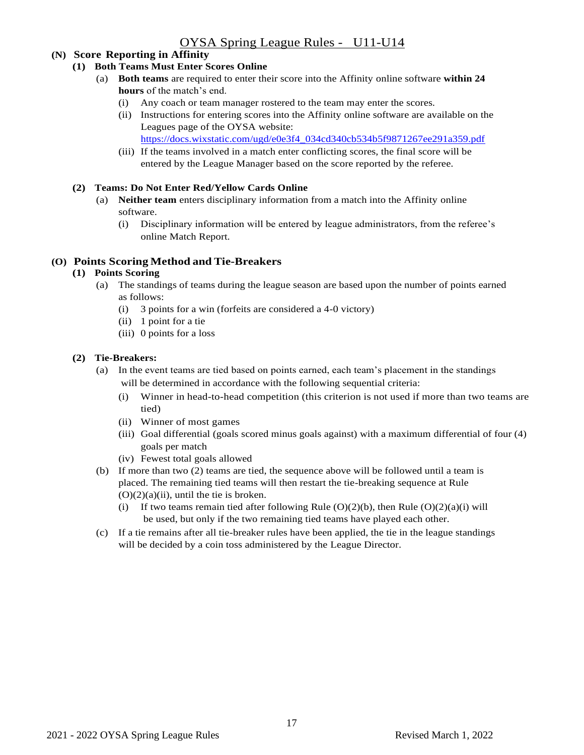## (N) Score Reporting in Affinity

### (1) Both Teams Must Enter Scores Online

(a) **Both teams** are required to enter their score into the Affinity online software **within 24 hours** of the match's end.

- (i) Any coach or team manager rostered to the team may enter the scores.
- (ii) Instructions for entering scores into the Affinity online software are available on the Leagues page of the OYSA website: https://docs.wixstatic.com/ugd/e0e3f4_034cd340cb534b5f9871267ee291a359.pdf
- (iii) If the teams involved in a match enter conflicting scores, the final score will be entered by the League Manager based on the score reported by the referee.

### (2) Teams: Do Not Enter Red/Yellow Cards Online

(a) **Neither team** enters disciplinary information from a match into the Affinity online software.

- (i) Disciplinary information will be entered by league administrators, from the referee's online Match Report.

## (O) Points Scoring Method and Tie-Breakers

### (1) Points Scoring

(a) The standings of teams during the league season are based upon the number of points earned as follows:

- (i) 3 points for a win (forfeits are considered a 4-0 victory)
- (ii) 1 point for a tie
- (iii) 0 points for a loss

### (2) Tie-Breakers:

(a) In the event teams are tied based on points earned, each team's placement in the standings will be determined in accordance with the following sequential criteria:

- (i) Winner in head-to-head competition (this criterion is not used if more than two teams are tied)
- (ii) Winner of most games
- (iii) Goal differential (goals scored minus goals against) with a maximum differential of four (4) goals per match
- (iv) Fewest total goals allowed

(b) If more than two (2) teams are tied, the sequence above will be followed until a team is placed. The remaining tied teams will then restart the tie-breaking sequence at Rule (O)(2)(a)(ii), until the tie is broken.

- (i) If two teams remain tied after following Rule (O)(2)(b), then Rule (O)(2)(a)(i) will be used, but only if the two remaining tied teams have played each other.

(c) If a tie remains after all tie-breaker rules have been applied, the tie in the league standings will be decided by a coin toss administered by the League Director.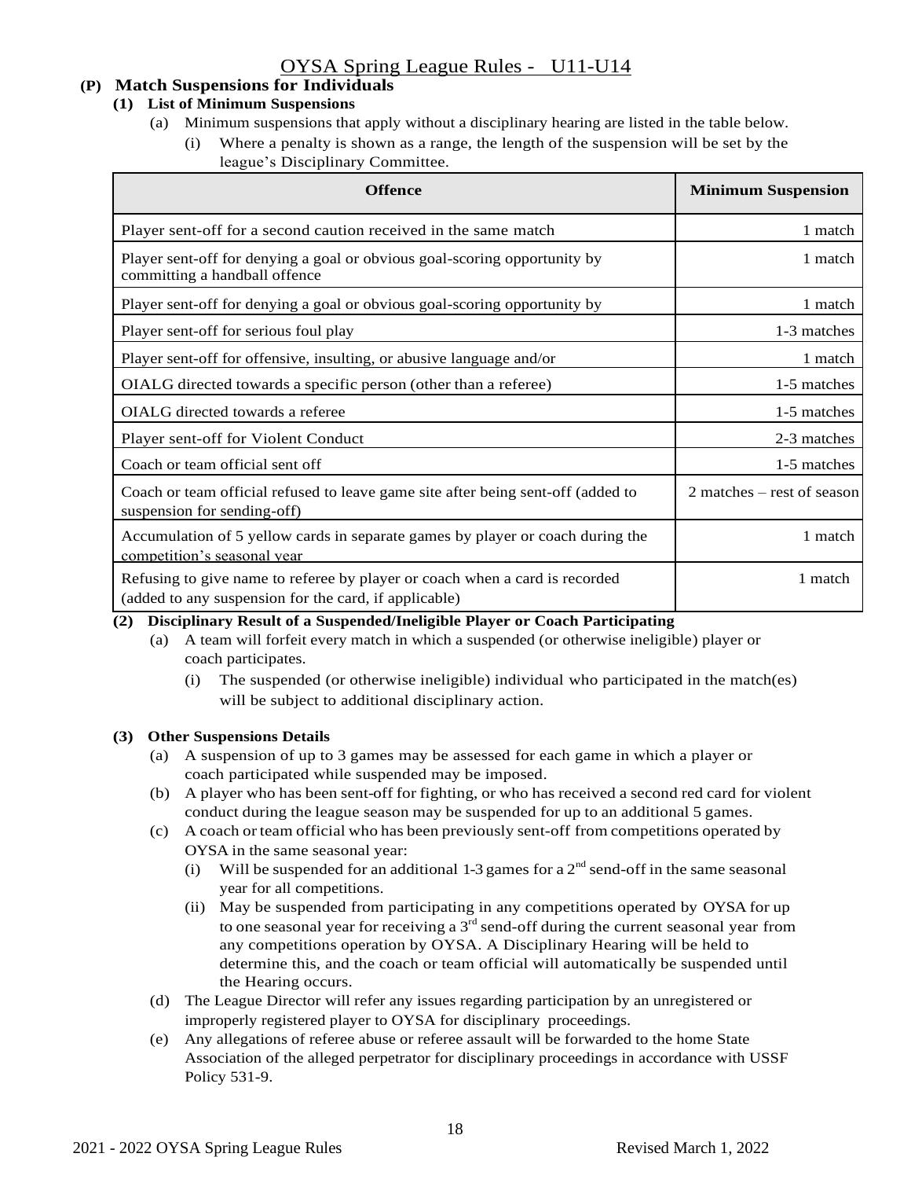## (P) Match Suspensions for Individuals

### (1) List of Minimum Suspensions

(a) Minimum suspensions that apply without a disciplinary hearing are listed in the table below.

(i) Where a penalty is shown as a range, the length of the suspension will be set by the league's Disciplinary Committee.

| Offence | Minimum Suspension |
|---|---|
| Player sent-off for a second caution received in the same match | 1 match |
| Player sent-off for denying a goal or obvious goal-scoring opportunity by committing a handball offence | 1 match |
| Player sent-off for denying a goal or obvious goal-scoring opportunity by | 1 match |
| Player sent-off for serious foul play | 1-3 matches |
| Player sent-off for offensive, insulting, or abusive language and/or | 1 match |
| OIALG directed towards a specific person (other than a referee) | 1-5 matches |
| OIALG directed towards a referee | 1-5 matches |
| Player sent-off for Violent Conduct | 2-3 matches |
| Coach or team official sent off | 1-5 matches |
| Coach or team official refused to leave game site after being sent-off (added to suspension for sending-off) | 2 matches – rest of season |
| Accumulation of 5 yellow cards in separate games by player or coach during the competition's seasonal year | 1 match |
| Refusing to give name to referee by player or coach when a card is recorded (added to any suspension for the card, if applicable) | 1 match |

### (2) Disciplinary Result of a Suspended/Ineligible Player or Coach Participating

(a) A team will forfeit every match in which a suspended (or otherwise ineligible) player or coach participates.

(i) The suspended (or otherwise ineligible) individual who participated in the match(es) will be subject to additional disciplinary action.

### (3) Other Suspensions Details

(a) A suspension of up to 3 games may be assessed for each game in which a player or coach participated while suspended may be imposed.

(b) A player who has been sent-off for fighting, or who has received a second red card for violent conduct during the league season may be suspended for up to an additional 5 games.

(c) A coach or team official who has been previously sent-off from competitions operated by OYSA in the same seasonal year:

(i) Will be suspended for an additional 1-3 games for a 2nd send-off in the same seasonal year for all competitions.

(ii) May be suspended from participating in any competitions operated by OYSA for up to one seasonal year for receiving a 3rd send-off during the current seasonal year from any competitions operation by OYSA. A Disciplinary Hearing will be held to determine this, and the coach or team official will automatically be suspended until the Hearing occurs.

(d) The League Director will refer any issues regarding participation by an unregistered or improperly registered player to OYSA for disciplinary proceedings.

(e) Any allegations of referee abuse or referee assault will be forwarded to the home State Association of the alleged perpetrator for disciplinary proceedings in accordance with USSF Policy 531-9.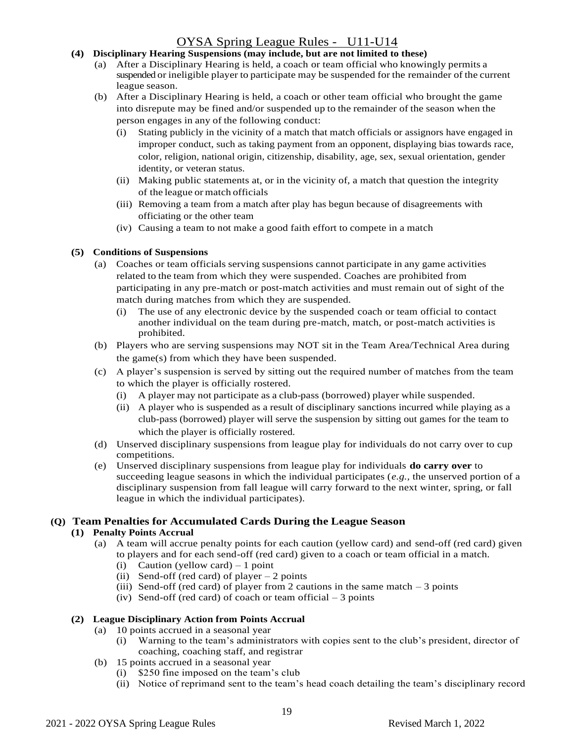**(4) Disciplinary Hearing Suspensions (may include, but are not limited to these)**

(a) After a Disciplinary Hearing is held, a coach or team official who knowingly permits a suspended or ineligible player to participate may be suspended for the remainder of the current league season.

(b) After a Disciplinary Hearing is held, a coach or other team official who brought the game into disrepute may be fined and/or suspended up to the remainder of the season when the person engages in any of the following conduct:

- (i) Stating publicly in the vicinity of a match that match officials or assignors have engaged in improper conduct, such as taking payment from an opponent, displaying bias towards race, color, religion, national origin, citizenship, disability, age, sex, sexual orientation, gender identity, or veteran status.
- (ii) Making public statements at, or in the vicinity of, a match that question the integrity of the league or match officials
- (iii) Removing a team from a match after play has begun because of disagreements with officiating or the other team
- (iv) Causing a team to not make a good faith effort to compete in a match

**(5) Conditions of Suspensions**

(a) Coaches or team officials serving suspensions cannot participate in any game activities related to the team from which they were suspended. Coaches are prohibited from participating in any pre-match or post-match activities and must remain out of sight of the match during matches from which they are suspended.

- (i) The use of any electronic device by the suspended coach or team official to contact another individual on the team during pre-match, match, or post-match activities is prohibited.

(b) Players who are serving suspensions may NOT sit in the Team Area/Technical Area during the game(s) from which they have been suspended.

(c) A player's suspension is served by sitting out the required number of matches from the team to which the player is officially rostered.

- (i) A player may not participate as a club-pass (borrowed) player while suspended.
- (ii) A player who is suspended as a result of disciplinary sanctions incurred while playing as a club-pass (borrowed) player will serve the suspension by sitting out games for the team to which the player is officially rostered.

(d) Unserved disciplinary suspensions from league play for individuals do not carry over to cup competitions.

(e) Unserved disciplinary suspensions from league play for individuals **do carry over** to succeeding league seasons in which the individual participates (*e.g.*, the unserved portion of a disciplinary suspension from fall league will carry forward to the next winter, spring, or fall league in which the individual participates).

## (Q) Team Penalties for Accumulated Cards During the League Season

**(1) Penalty Points Accrual**

(a) A team will accrue penalty points for each caution (yellow card) and send-off (red card) given to players and for each send-off (red card) given to a coach or team official in a match.

- (i) Caution (yellow card) – 1 point
- (ii) Send-off (red card) of player – 2 points
- (iii) Send-off (red card) of player from 2 cautions in the same match – 3 points
- (iv) Send-off (red card) of coach or team official – 3 points

**(2) League Disciplinary Action from Points Accrual**

(a) 10 points accrued in a seasonal year

- (i) Warning to the team's administrators with copies sent to the club's president, director of coaching, coaching staff, and registrar

(b) 15 points accrued in a seasonal year

- (i) $250 fine imposed on the team's club
- (ii) Notice of reprimand sent to the team's head coach detailing the team's disciplinary record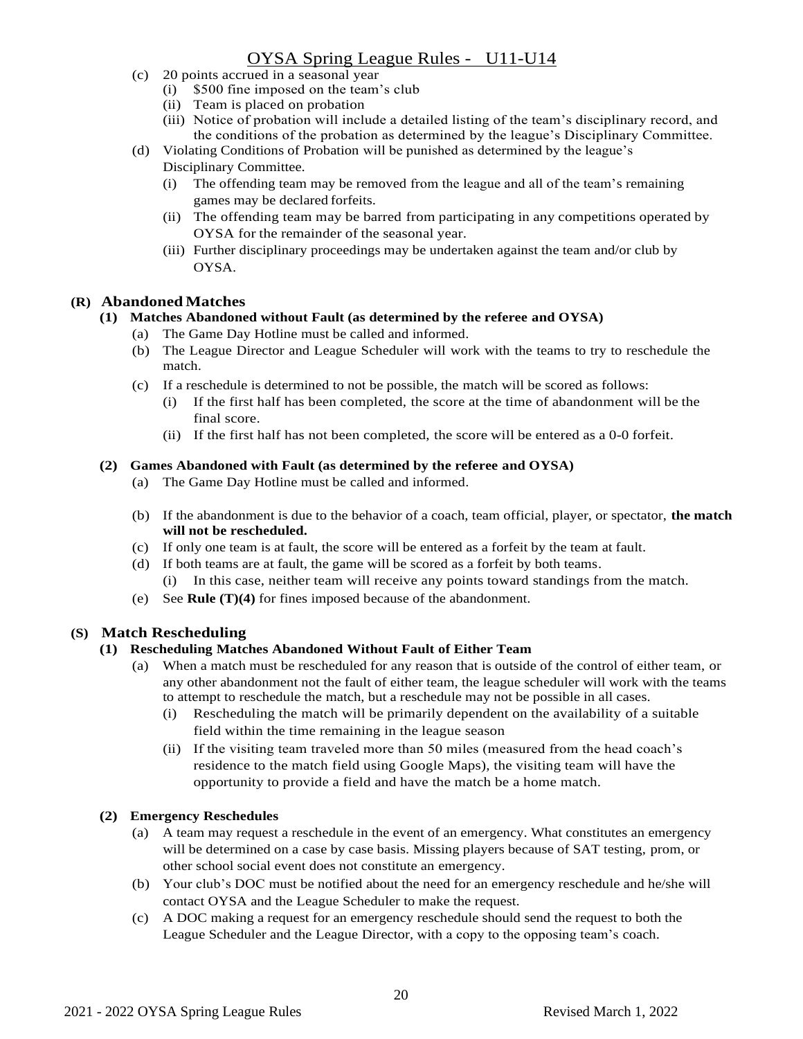(c) 20 points accrued in a seasonal year
   (i) $500 fine imposed on the team's club
   (ii) Team is placed on probation
   (iii) Notice of probation will include a detailed listing of the team's disciplinary record, and the conditions of the probation as determined by the league's Disciplinary Committee.

(d) Violating Conditions of Probation will be punished as determined by the league's Disciplinary Committee.
   (i) The offending team may be removed from the league and all of the team's remaining games may be declared forfeits.
   (ii) The offending team may be barred from participating in any competitions operated by OYSA for the remainder of the seasonal year.
   (iii) Further disciplinary proceedings may be undertaken against the team and/or club by OYSA.

## (R) Abandoned Matches

### (1) Matches Abandoned without Fault (as determined by the referee and OYSA)

(a) The Game Day Hotline must be called and informed.

(b) The League Director and League Scheduler will work with the teams to try to reschedule the match.

(c) If a reschedule is determined to not be possible, the match will be scored as follows:
   (i) If the first half has been completed, the score at the time of abandonment will be the final score.
   (ii) If the first half has not been completed, the score will be entered as a 0-0 forfeit.

### (2) Games Abandoned with Fault (as determined by the referee and OYSA)

(a) The Game Day Hotline must be called and informed.

(b) If the abandonment is due to the behavior of a coach, team official, player, or spectator, **the match will not be rescheduled.**

(c) If only one team is at fault, the score will be entered as a forfeit by the team at fault.

(d) If both teams are at fault, the game will be scored as a forfeit by both teams.
   (i) In this case, neither team will receive any points toward standings from the match.

(e) See **Rule (T)(4)** for fines imposed because of the abandonment.

## (S) Match Rescheduling

### (1) Rescheduling Matches Abandoned Without Fault of Either Team

(a) When a match must be rescheduled for any reason that is outside of the control of either team, or any other abandonment not the fault of either team, the league scheduler will work with the teams to attempt to reschedule the match, but a reschedule may not be possible in all cases.
   (i) Rescheduling the match will be primarily dependent on the availability of a suitable field within the time remaining in the league season
   (ii) If the visiting team traveled more than 50 miles (measured from the head coach's residence to the match field using Google Maps), the visiting team will have the opportunity to provide a field and have the match be a home match.

### (2) Emergency Reschedules

(a) A team may request a reschedule in the event of an emergency. What constitutes an emergency will be determined on a case by case basis. Missing players because of SAT testing, prom, or other school social event does not constitute an emergency.

(b) Your club's DOC must be notified about the need for an emergency reschedule and he/she will contact OYSA and the League Scheduler to make the request.

(c) A DOC making a request for an emergency reschedule should send the request to both the League Scheduler and the League Director, with a copy to the opposing team's coach.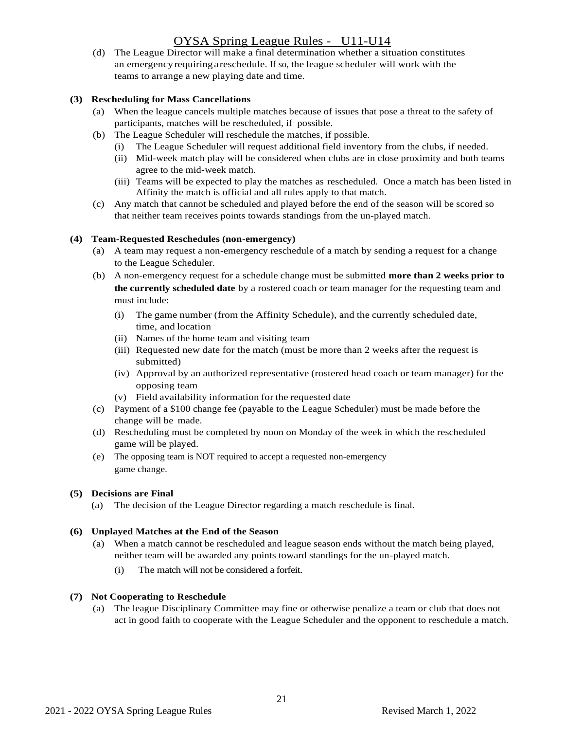(d) The League Director will make a final determination whether a situation constitutes an emergency requiring a reschedule. If so, the league scheduler will work with the teams to arrange a new playing date and time.

**(3) Rescheduling for Mass Cancellations**

(a) When the league cancels multiple matches because of issues that pose a threat to the safety of participants, matches will be rescheduled, if possible.

(b) The League Scheduler will reschedule the matches, if possible.

(i) The League Scheduler will request additional field inventory from the clubs, if needed.

(ii) Mid-week match play will be considered when clubs are in close proximity and both teams agree to the mid-week match.

(iii) Teams will be expected to play the matches as rescheduled. Once a match has been listed in Affinity the match is official and all rules apply to that match.

(c) Any match that cannot be scheduled and played before the end of the season will be scored so that neither team receives points towards standings from the un-played match.

**(4) Team-Requested Reschedules (non-emergency)**

(a) A team may request a non-emergency reschedule of a match by sending a request for a change to the League Scheduler.

(b) A non-emergency request for a schedule change must be submitted **more than 2 weeks prior to the currently scheduled date** by a rostered coach or team manager for the requesting team and must include:

(i) The game number (from the Affinity Schedule), and the currently scheduled date, time, and location

(ii) Names of the home team and visiting team

(iii) Requested new date for the match (must be more than 2 weeks after the request is submitted)

(iv) Approval by an authorized representative (rostered head coach or team manager) for the opposing team

(v) Field availability information for the requested date

(c) Payment of a $100 change fee (payable to the League Scheduler) must be made before the change will be made.

(d) Rescheduling must be completed by noon on Monday of the week in which the rescheduled game will be played.

(e) The opposing team is NOT required to accept a requested non-emergency game change.

**(5) Decisions are Final**

(a) The decision of the League Director regarding a match reschedule is final.

**(6) Unplayed Matches at the End of the Season**

(a) When a match cannot be rescheduled and league season ends without the match being played, neither team will be awarded any points toward standings for the un-played match.

(i) The match will not be considered a forfeit.

**(7) Not Cooperating to Reschedule**

(a) The league Disciplinary Committee may fine or otherwise penalize a team or club that does not act in good faith to cooperate with the League Scheduler and the opponent to reschedule a match.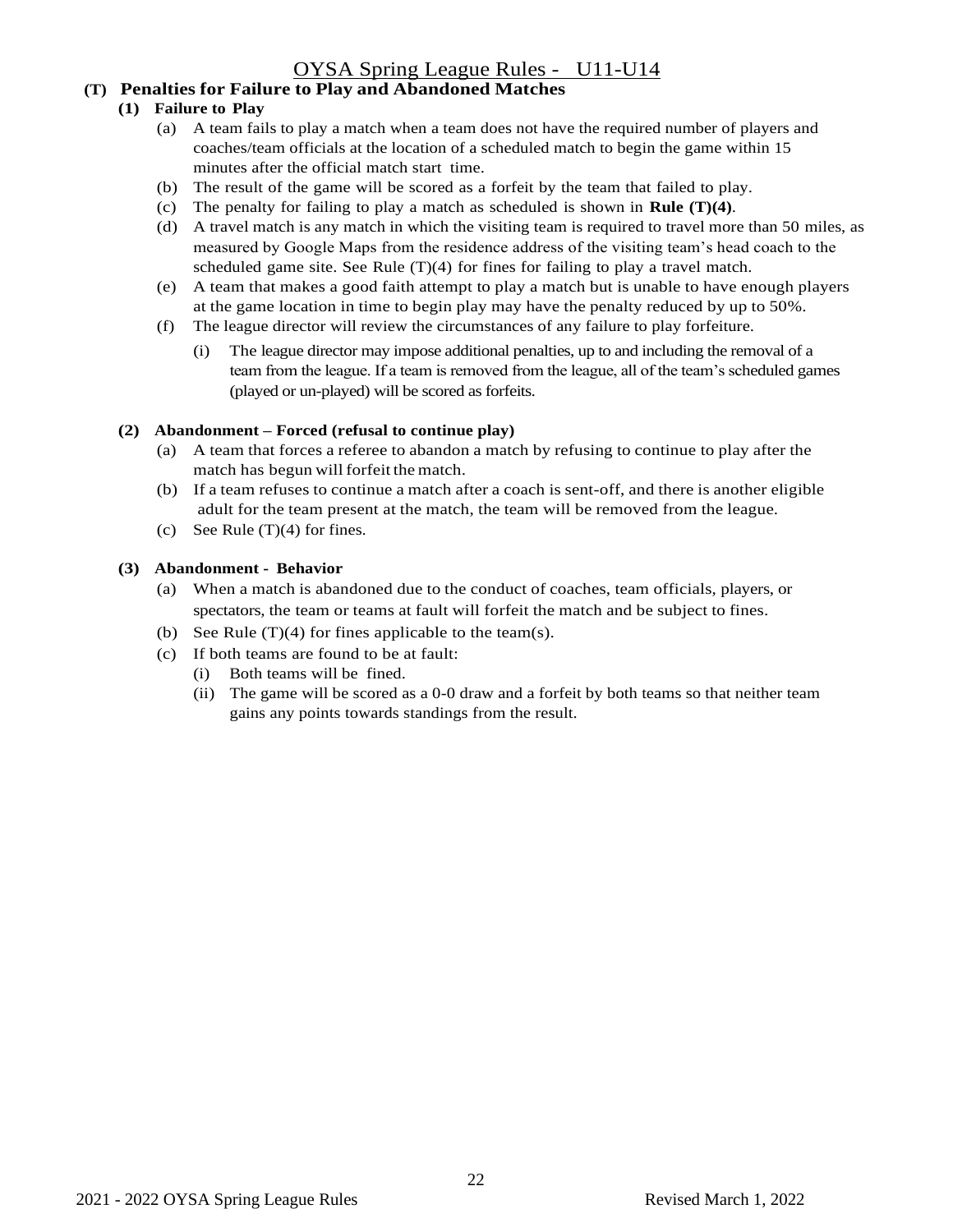## (T) Penalties for Failure to Play and Abandoned Matches

### (1) Failure to Play

(a) A team fails to play a match when a team does not have the required number of players and coaches/team officials at the location of a scheduled match to begin the game within 15 minutes after the official match start time.

(b) The result of the game will be scored as a forfeit by the team that failed to play.

(c) The penalty for failing to play a match as scheduled is shown in **Rule (T)(4)**.

(d) A travel match is any match in which the visiting team is required to travel more than 50 miles, as measured by Google Maps from the residence address of the visiting team's head coach to the scheduled game site. See Rule (T)(4) for fines for failing to play a travel match.

(e) A team that makes a good faith attempt to play a match but is unable to have enough players at the game location in time to begin play may have the penalty reduced by up to 50%.

(f) The league director will review the circumstances of any failure to play forfeiture.

(i) The league director may impose additional penalties, up to and including the removal of a team from the league. If a team is removed from the league, all of the team's scheduled games (played or un-played) will be scored as forfeits.

### (2) Abandonment – Forced (refusal to continue play)

(a) A team that forces a referee to abandon a match by refusing to continue to play after the match has begun will forfeit the match.

(b) If a team refuses to continue a match after a coach is sent-off, and there is another eligible adult for the team present at the match, the team will be removed from the league.

(c) See Rule (T)(4) for fines.

### (3) Abandonment - Behavior

(a) When a match is abandoned due to the conduct of coaches, team officials, players, or spectators, the team or teams at fault will forfeit the match and be subject to fines.

(b) See Rule (T)(4) for fines applicable to the team(s).

(c) If both teams are found to be at fault:

(i) Both teams will be fined.

(ii) The game will be scored as a 0-0 draw and a forfeit by both teams so that neither team gains any points towards standings from the result.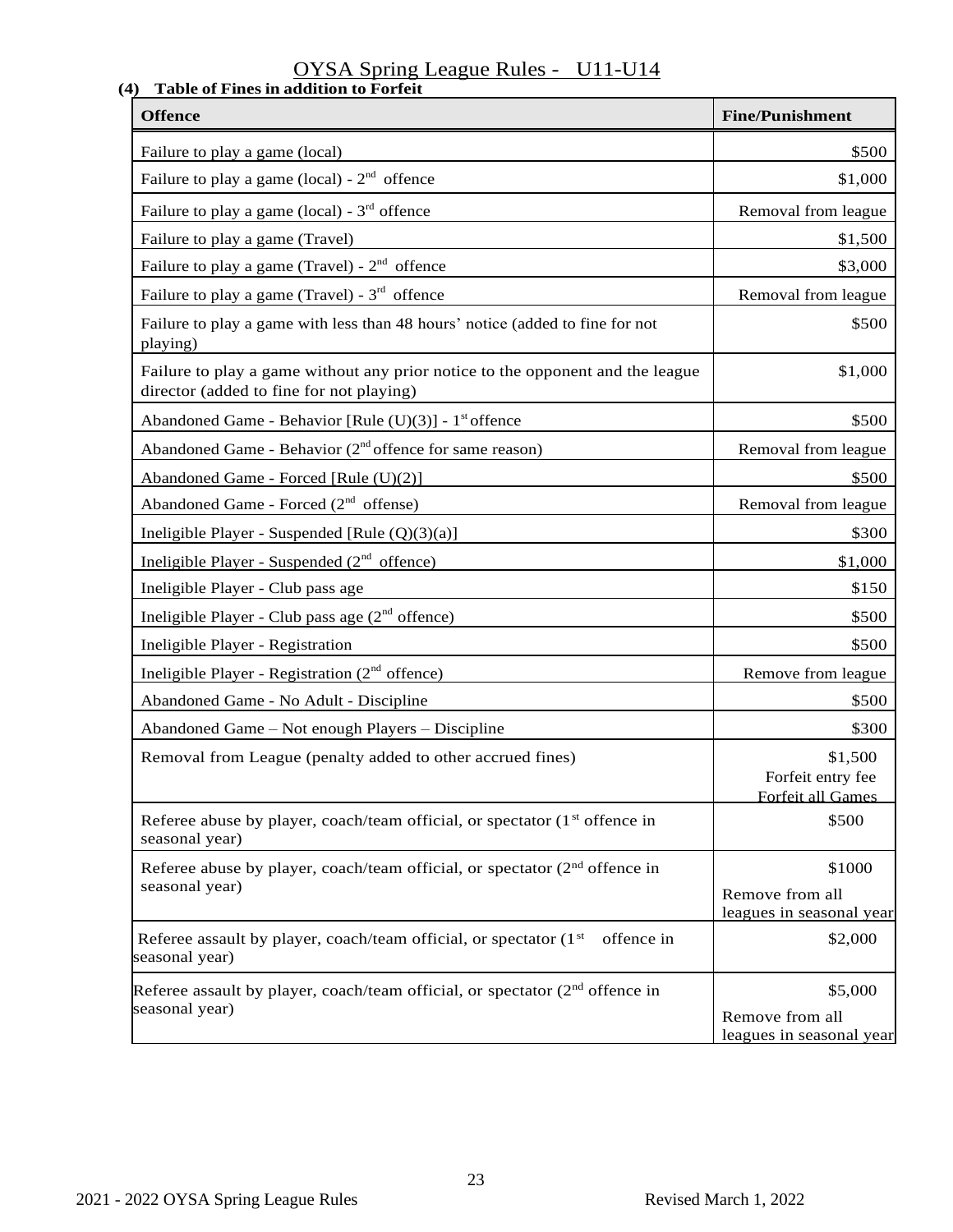#### (4) Table of Fines in addition to Forfeit

| Offence | Fine/Punishment |
|---|---|
| Failure to play a game (local) | $500 |
| Failure to play a game (local) - 2nd offence | $1,000 |
| Failure to play a game (local) - 3rd offence | Removal from league |
| Failure to play a game (Travel) | $1,500 |
| Failure to play a game (Travel) - 2nd offence | $3,000 |
| Failure to play a game (Travel) - 3rd offence | Removal from league |
| Failure to play a game with less than 48 hours' notice (added to fine for not playing) | $500 |
| Failure to play a game without any prior notice to the opponent and the league director (added to fine for not playing) | $1,000 |
| Abandoned Game - Behavior [Rule (U)(3)] - 1st offence | $500 |
| Abandoned Game - Behavior (2nd offence for same reason) | Removal from league |
| Abandoned Game - Forced [Rule (U)(2)] | $500 |
| Abandoned Game - Forced (2nd offense) | Removal from league |
| Ineligible Player - Suspended [Rule (Q)(3)(a)] | $300 |
| Ineligible Player - Suspended (2nd offence) | $1,000 |
| Ineligible Player - Club pass age | $150 |
| Ineligible Player - Club pass age (2nd offence) | $500 |
| Ineligible Player - Registration | $500 |
| Ineligible Player - Registration (2nd offence) | Remove from league |
| Abandoned Game - No Adult - Discipline | $500 |
| Abandoned Game – Not enough Players – Discipline | $300 |
| Removal from League (penalty added to other accrued fines) | $1,500<br>Forfeit entry fee<br>Forfeit all Games |
| Referee abuse by player, coach/team official, or spectator (1st offence in seasonal year) | $500 |
| Referee abuse by player, coach/team official, or spectator (2nd offence in seasonal year) | $1000<br>Remove from all leagues in seasonal year |
| Referee assault by player, coach/team official, or spectator (1st offence in seasonal year) | $2,000 |
| Referee assault by player, coach/team official, or spectator (2nd offence in seasonal year) | $5,000<br>Remove from all leagues in seasonal year |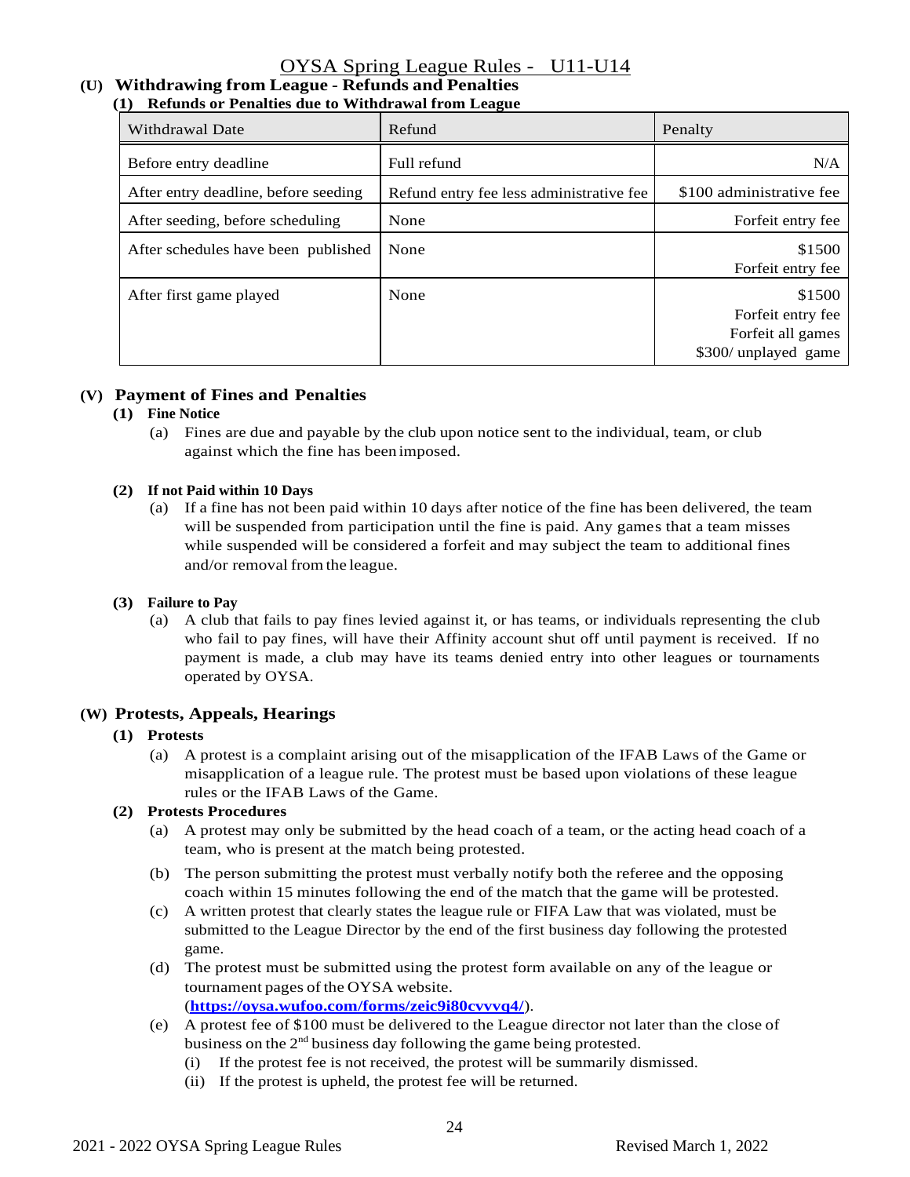## (U) Withdrawing from League - Refunds and Penalties

### (1) Refunds or Penalties due to Withdrawal from League

| Withdrawal Date | Refund | Penalty |
|---|---|---|
| Before entry deadline | Full refund | N/A |
| After entry deadline, before seeding | Refund entry fee less administrative fee | $100 administrative fee |
| After seeding, before scheduling | None | Forfeit entry fee |
| After schedules have been published | None | $1500<br>Forfeit entry fee |
| After first game played | None | $1500<br>Forfeit entry fee<br>Forfeit all games<br>$300/ unplayed game |

## (V) Payment of Fines and Penalties

### (1) Fine Notice

(a) Fines are due and payable by the club upon notice sent to the individual, team, or club against which the fine has been imposed.

### (2) If not Paid within 10 Days

(a) If a fine has not been paid within 10 days after notice of the fine has been delivered, the team will be suspended from participation until the fine is paid. Any games that a team misses while suspended will be considered a forfeit and may subject the team to additional fines and/or removal from the league.

### (3) Failure to Pay

(a) A club that fails to pay fines levied against it, or has teams, or individuals representing the club who fail to pay fines, will have their Affinity account shut off until payment is received. If no payment is made, a club may have its teams denied entry into other leagues or tournaments operated by OYSA.

## (W) Protests, Appeals, Hearings

### (1) Protests

(a) A protest is a complaint arising out of the misapplication of the IFAB Laws of the Game or misapplication of a league rule. The protest must be based upon violations of these league rules or the IFAB Laws of the Game.

### (2) Protests Procedures

(a) A protest may only be submitted by the head coach of a team, or the acting head coach of a team, who is present at the match being protested.

(b) The person submitting the protest must verbally notify both the referee and the opposing coach within 15 minutes following the end of the match that the game will be protested.

(c) A written protest that clearly states the league rule or FIFA Law that was violated, must be submitted to the League Director by the end of the first business day following the protested game.

(d) The protest must be submitted using the protest form available on any of the league or tournament pages of the OYSA website. (**https://oysa.wufoo.com/forms/zeic9i80cvvvq4/**).

(e) A protest fee of $100 must be delivered to the League director not later than the close of business on the 2nd business day following the game being protested.

(i) If the protest fee is not received, the protest will be summarily dismissed.

(ii) If the protest is upheld, the protest fee will be returned.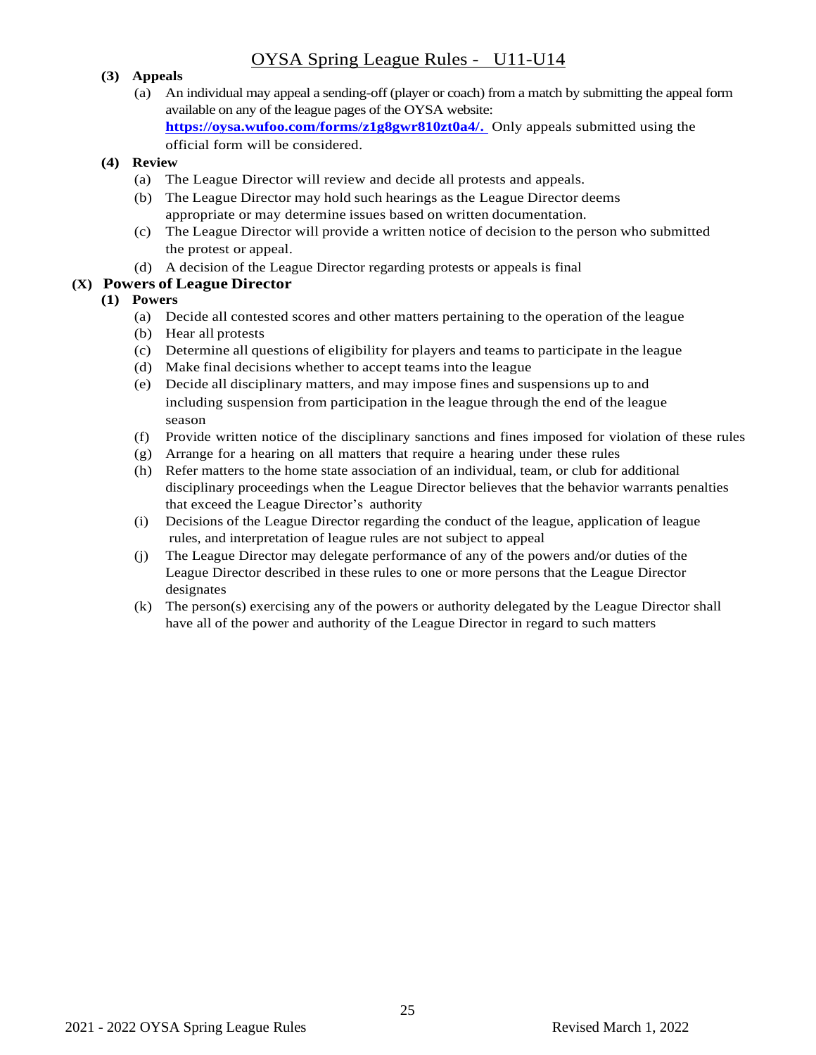**(3) Appeals**

(a) An individual may appeal a sending-off (player or coach) from a match by submitting the appeal form available on any of the league pages of the OYSA website: **https://oysa.wufoo.com/forms/z1g8gwr810zt0a4/.** Only appeals submitted using the official form will be considered.

**(4) Review**

(a) The League Director will review and decide all protests and appeals.

(b) The League Director may hold such hearings as the League Director deems appropriate or may determine issues based on written documentation.

(c) The League Director will provide a written notice of decision to the person who submitted the protest or appeal.

(d) A decision of the League Director regarding protests or appeals is final

## (X) Powers of League Director

**(1) Powers**

(a) Decide all contested scores and other matters pertaining to the operation of the league

(b) Hear all protests

(c) Determine all questions of eligibility for players and teams to participate in the league

(d) Make final decisions whether to accept teams into the league

(e) Decide all disciplinary matters, and may impose fines and suspensions up to and including suspension from participation in the league through the end of the league season

(f) Provide written notice of the disciplinary sanctions and fines imposed for violation of these rules

(g) Arrange for a hearing on all matters that require a hearing under these rules

(h) Refer matters to the home state association of an individual, team, or club for additional disciplinary proceedings when the League Director believes that the behavior warrants penalties that exceed the League Director's authority

(i) Decisions of the League Director regarding the conduct of the league, application of league rules, and interpretation of league rules are not subject to appeal

(j) The League Director may delegate performance of any of the powers and/or duties of the League Director described in these rules to one or more persons that the League Director designates

(k) The person(s) exercising any of the powers or authority delegated by the League Director shall have all of the power and authority of the League Director in regard to such matters